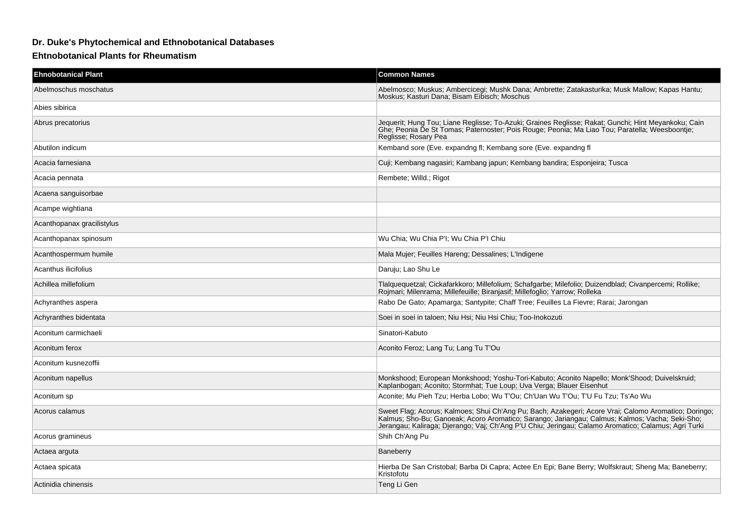## Dr. Duke's Phytochemical and Ethnobotanical Databases

### Ehtnobotanical Plants for Rheumatism

| Ehnobotanical Plant | Common Names |
|---|---|
| Abelmoschus moschatus | Abelmosco; Muskus; Ambercicegi; Mushk Dana; Ambrette; Zatakasturika; Musk Mallow; Kapas Hantu; Moskus; Kasturi Dana; Bisam Eibisch; Moschus |
| Abies sibirica | |
| Abrus precatorius | Jequerit; Hung Tou; Liane Reglisse; To-Azuki; Graines Reglisse; Rakat; Gunchi; Hint Meyankoku; Cain Ghe; Peonia De St Tomas; Paternoster; Pois Rouge; Peonia; Ma Liao Tou; Paratella; Weesboontje; Reglisse; Rosary Pea |
| Abutilon indicum | Kemband sore (Eve. expandng fl; Kembang sore (Eve. expandng fl |
| Acacia farnesiana | Cuji; Kembang nagasiri; Kambang japun; Kembang bandira; Esponjeira; Tusca |
| Acacia pennata | Rembete; Willd.; Rigot |
| Acaena sanguisorbae | |
| Acampe wightiana | |
| Acanthopanax gracilistylus | |
| Acanthopanax spinosum | Wu Chia; Wu Chia P'I; Wu Chia P'I Chiu |
| Acanthospermum humile | Mala Mujer; Feuilles Hareng; Dessalines; L'Indigene |
| Acanthus ilicifolius | Daruju; Lao Shu Le |
| Achillea millefolium | Tlalquequetzal; Cickafarkkoro; Millefolium; Schafgarbe; Milefolio; Duizendblad; Civanpercemi; Rollike; Rojmari; Milenrama; Millefeuille; Biranjasif; Millefoglio; Yarrow; Rolleka |
| Achyranthes aspera | Rabo De Gato; Apamarga; Santypite; Chaff Tree; Feuilles La Fievre; Rarai; Jarongan |
| Achyranthes bidentata | Soei in soei in taloen; Niu Hsi; Niu Hsi Chiu; Too-Inokozuti |
| Aconitum carmichaeli | Sinatori-Kabuto |
| Aconitum ferox | Aconito Feroz; Lang Tu; Lang Tu T'Ou |
| Aconitum kusnezoffii | |
| Aconitum napellus | Monkshood; European Monkshood; Yoshu-Tori-Kabuto; Aconito Napello; Monk'Shood; Duivelskruid; Kaplanbogan; Aconito; Stormhat; Tue Loup; Uva Verga; Blauer Eisenhut |
| Aconitum sp | Aconite; Mu Pieh Tzu; Herba Lobo; Wu T'Ou; Ch'Uan Wu T'Ou; T'U Fu Tzu; Ts'Ao Wu |
| Acorus calamus | Sweet Flag; Acorus; Kalmoes; Shui Ch'Ang Pu; Bach; Azakegeri; Acore Vrai; Calomo Aromatico; Doringo; Kalmus; Sho-Bu; Ganoeak; Acoro Aromatico; Sarango; Jariangau; Calmus; Kalmos; Vacha; Seki-Sho; Jerangau; Kaliraga; Djerango; Vaj; Ch'Ang P'U Chiu; Jeringau; Calamo Aromatico; Calamus; Agri Turki |
| Acorus gramineus | Shih Ch'Ang Pu |
| Actaea arguta | Baneberry |
| Actaea spicata | Hierba De San Cristobal; Barba Di Capra; Actee En Epi; Bane Berry; Wolfskraut; Sheng Ma; Baneberry; Kristofotu |
| Actinidia chinensis | Teng Li Gen |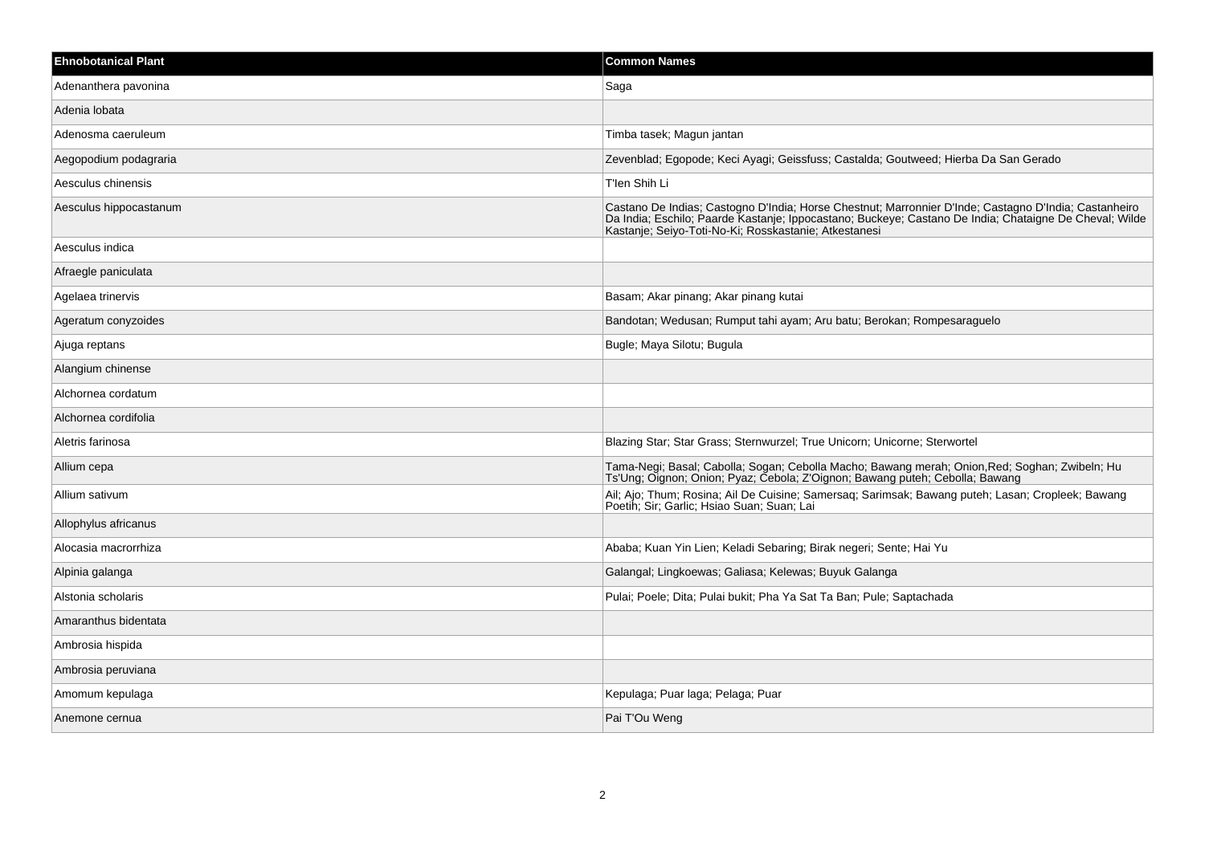| Ehnobotanical Plant | Common Names |
| --- | --- |
| Adenanthera pavonina | Saga |
| Adenia lobata | |
| Adenosma caeruleum | Timba tasek; Magun jantan |
| Aegopodium podagraria | Zevenblad; Egopode; Keci Ayagi; Geissfuss; Castalda; Goutweed; Hierba Da San Gerado |
| Aesculus chinensis | T'Ien Shih Li |
| Aesculus hippocastanum | Castano De Indias; Castogno D'India; Horse Chestnut; Marronnier D'Inde; Castagno D'India; Castanheiro Da India; Eschilo; Paarde Kastanje; Ippocastano; Buckeye; Castano De India; Chataigne De Cheval; Wilde Kastanje; Seiyo-Toti-No-Ki; Rosskastanie; Atkestanesi |
| Aesculus indica | |
| Afraegle paniculata | |
| Agelaea trinervis | Basam; Akar pinang; Akar pinang kutai |
| Ageratum conyzoides | Bandotan; Wedusan; Rumput tahi ayam; Aru batu; Berokan; Rompesaraguelo |
| Ajuga reptans | Bugle; Maya Silotu; Bugula |
| Alangium chinense | |
| Alchornea cordatum | |
| Alchornea cordifolia | |
| Aletris farinosa | Blazing Star; Star Grass; Sternwurzel; True Unicorn; Unicorne; Sterwortel |
| Allium cepa | Tama-Negi; Basal; Cabolla; Sogan; Cebolla Macho; Bawang merah; Onion,Red; Soghan; Zwibeln; Hu Ts'Ung; Oignon; Onion; Pyaz; Cebola; Z'Oignon; Bawang puteh; Cebolla; Bawang |
| Allium sativum | Ail; Ajo; Thum; Rosina; Ail De Cuisine; Samersaq; Sarimsak; Bawang puteh; Lasan; Cropleek; Bawang Poetih; Sir; Garlic; Hsiao Suan; Suan; Lai |
| Allophylus africanus | |
| Alocasia macrorrhiza | Ababa; Kuan Yin Lien; Keladi Sebaring; Birak negeri; Sente; Hai Yu |
| Alpinia galanga | Galangal; Lingkoewas; Galiasa; Kelewas; Buyuk Galanga |
| Alstonia scholaris | Pulai; Poele; Dita; Pulai bukit; Pha Ya Sat Ta Ban; Pule; Saptachada |
| Amaranthus bidentata | |
| Ambrosia hispida | |
| Ambrosia peruviana | |
| Amomum kepulaga | Kepulaga; Puar laga; Pelaga; Puar |
| Anemone cernua | Pai T'Ou Weng |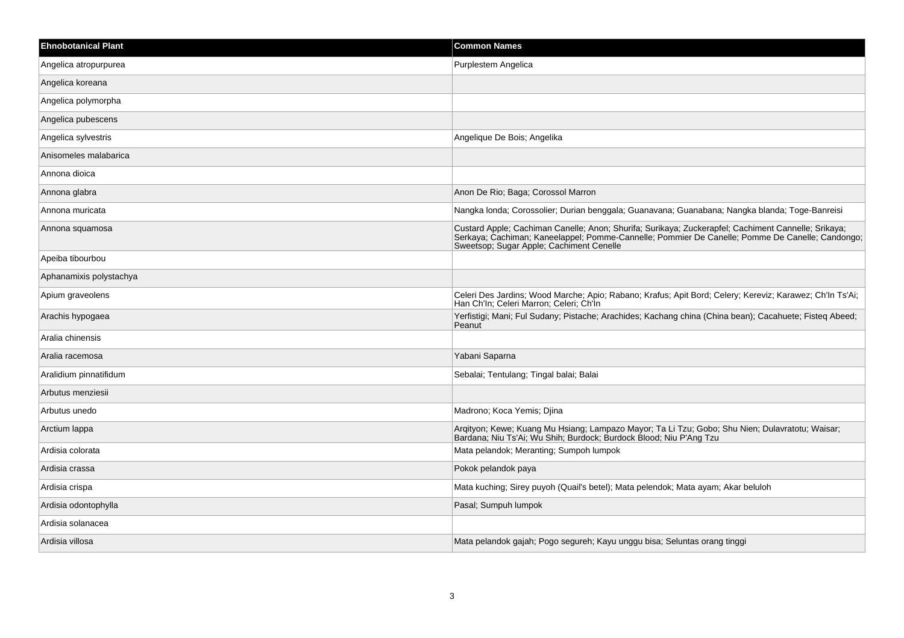| Ehnobotanical Plant | Common Names |
|---|---|
| Angelica atropurpurea | Purplestem Angelica |
| Angelica koreana | |
| Angelica polymorpha | |
| Angelica pubescens | |
| Angelica sylvestris | Angelique De Bois; Angelika |
| Anisomeles malabarica | |
| Annona dioica | |
| Annona glabra | Anon De Rio; Baga; Corossol Marron |
| Annona muricata | Nangka londa; Corossolier; Durian benggala; Guanavana; Guanabana; Nangka blanda; Toge-Banreisi |
| Annona squamosa | Custard Apple; Cachiman Canelle; Anon; Shurifa; Surikaya; Zuckerapfel; Cachiment Cannelle; Srikaya; Serkaya; Cachiman; Kaneelappel; Pomme-Cannelle; Pommier De Canelle; Pomme De Canelle; Candongo; Sweetsop; Sugar Apple; Cachiment Cenelle |
| Apeiba tibourbou | |
| Aphanamixis polystachya | |
| Apium graveolens | Celeri Des Jardins; Wood Marche; Apio; Rabano; Krafus; Apit Bord; Celery; Kereviz; Karawez; Ch'In Ts'Ai; Han Ch'In; Celeri Marron; Celeri; Ch'In |
| Arachis hypogaea | Yerfistigi; Mani; Ful Sudany; Pistache; Arachides; Kachang china (China bean); Cacahuete; Fisteq Abeed; Peanut |
| Aralia chinensis | |
| Aralia racemosa | Yabani Saparna |
| Aralidium pinnatifidum | Sebalai; Tentulang; Tingal balai; Balai |
| Arbutus menziesii | |
| Arbutus unedo | Madrono; Koca Yemis; Djina |
| Arctium lappa | Arqityon; Kewe; Kuang Mu Hsiang; Lampazo Mayor; Ta Li Tzu; Gobo; Shu Nien; Dulavratotu; Waisar; Bardana; Niu Ts'Ai; Wu Shih; Burdock; Burdock Blood; Niu P'Ang Tzu |
| Ardisia colorata | Mata pelandok; Meranting; Sumpoh lumpok |
| Ardisia crassa | Pokok pelandok paya |
| Ardisia crispa | Mata kuching; Sirey puyoh (Quail's betel); Mata pelendok; Mata ayam; Akar beluloh |
| Ardisia odontophylla | Pasal; Sumpuh lumpok |
| Ardisia solanacea | |
| Ardisia villosa | Mata pelandok gajah; Pogo segureh; Kayu unggu bisa; Seluntas orang tinggi |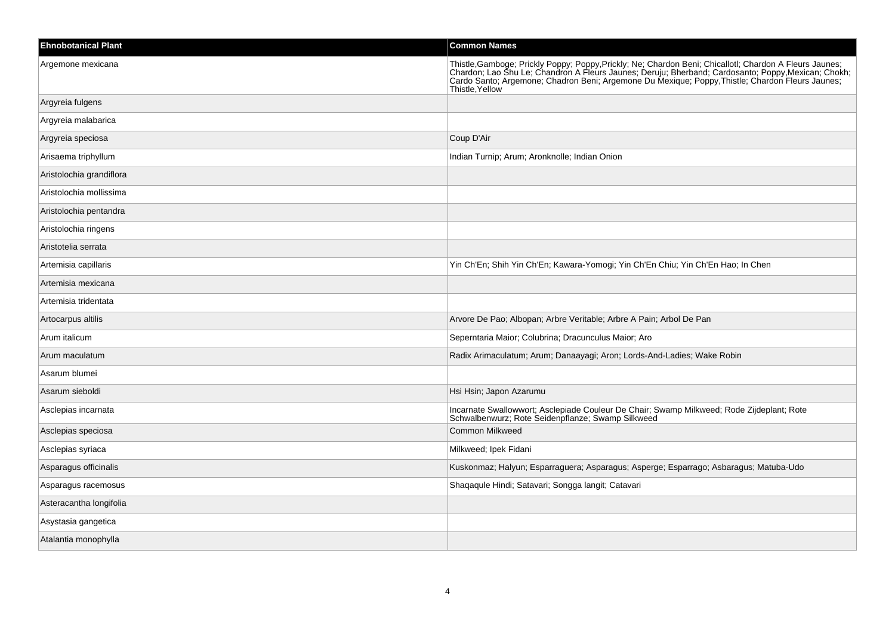| Ehnobotanical Plant | Common Names |
| --- | --- |
| Argemone mexicana | Thistle,Gamboge; Prickly Poppy; Poppy,Prickly; Ne; Chardon Beni; Chicallotl; Chardon A Fleurs Jaunes; Chardon; Lao Shu Le; Chandron A Fleurs Jaunes; Deruju; Bherband; Cardosanto; Poppy,Mexican; Chokh; Cardo Santo; Argemone; Chadron Beni; Argemone Du Mexique; Poppy,Thistle; Chardon Fleurs Jaunes; Thistle,Yellow |
| Argyreia fulgens | |
| Argyreia malabarica | |
| Argyreia speciosa | Coup D'Air |
| Arisaema triphyllum | Indian Turnip; Arum; Aronknolle; Indian Onion |
| Aristolochia grandiflora | |
| Aristolochia mollissima | |
| Aristolochia pentandra | |
| Aristolochia ringens | |
| Aristotelia serrata | |
| Artemisia capillaris | Yin Ch'En; Shih Yin Ch'En; Kawara-Yomogi; Yin Ch'En Chiu; Yin Ch'En Hao; In Chen |
| Artemisia mexicana | |
| Artemisia tridentata | |
| Artocarpus altilis | Arvore De Pao; Albopan; Arbre Veritable; Arbre A Pain; Arbol De Pan |
| Arum italicum | Seperntaria Maior; Colubrina; Dracunculus Maior; Aro |
| Arum maculatum | Radix Arimaculatum; Arum; Danaayagi; Aron; Lords-And-Ladies; Wake Robin |
| Asarum blumei | |
| Asarum sieboldi | Hsi Hsin; Japon Azarumu |
| Asclepias incarnata | Incarnate Swallowwort; Asclepiade Couleur De Chair; Swamp Milkweed; Rode Zijdeplant; Rote Schwalbenwurz; Rote Seidenpflanze; Swamp Silkweed |
| Asclepias speciosa | Common Milkweed |
| Asclepias syriaca | Milkweed; Ipek Fidani |
| Asparagus officinalis | Kuskonmaz; Halyun; Esparraguera; Asparagus; Asperge; Esparrago; Asbaragus; Matuba-Udo |
| Asparagus racemosus | Shaqaqule Hindi; Satavari; Songga langit; Catavari |
| Asteracantha longifolia | |
| Asystasia gangetica | |
| Atalantia monophylla | |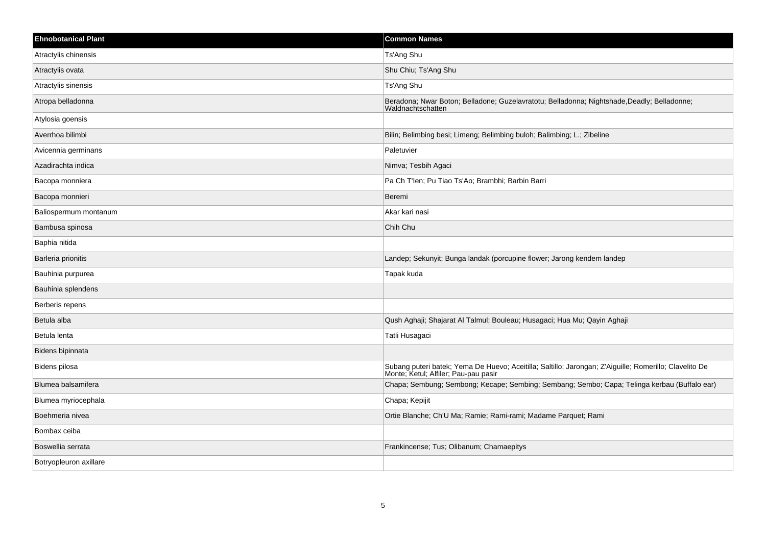| Ehnobotanical Plant | Common Names |
| --- | --- |
| Atractylis chinensis | Ts'Ang Shu |
| Atractylis ovata | Shu Chiu; Ts'Ang Shu |
| Atractylis sinensis | Ts'Ang Shu |
| Atropa belladonna | Beradona; Nwar Boton; Belladone; Guzelavratotu; Belladonna; Nightshade,Deadly; Belladonne; Waldnachtschatten |
| Atylosia goensis | |
| Averrhoa bilimbi | Bilin; Belimbing besi; Limeng; Belimbing buloh; Balimbing; L.; Zibeline |
| Avicennia germinans | Paletuvier |
| Azadirachta indica | Nimva; Tesbih Agaci |
| Bacopa monniera | Pa Ch T'Ien; Pu Tiao Ts'Ao; Brambhi; Barbin Barri |
| Bacopa monnieri | Beremi |
| Baliospermum montanum | Akar kari nasi |
| Bambusa spinosa | Chih Chu |
| Baphia nitida | |
| Barleria prionitis | Landep; Sekunyit; Bunga landak (porcupine flower; Jarong kendem landep |
| Bauhinia purpurea | Tapak kuda |
| Bauhinia splendens | |
| Berberis repens | |
| Betula alba | Qush Aghaji; Shajarat Al Talmul; Bouleau; Husagaci; Hua Mu; Qayin Aghaji |
| Betula lenta | Tatli Husagaci |
| Bidens bipinnata | |
| Bidens pilosa | Subang puteri batek; Yema De Huevo; Aceitilla; Saltillo; Jarongan; Z'Aiguille; Romerillo; Clavelito De Monte; Ketul; Alfiler; Pau-pau pasir |
| Blumea balsamifera | Chapa; Sembung; Sembong; Kecape; Sembing; Sembang; Sembo; Capa; Telinga kerbau (Buffalo ear) |
| Blumea myriocephala | Chapa; Kepijit |
| Boehmeria nivea | Ortie Blanche; Ch'U Ma; Ramie; Rami-rami; Madame Parquet; Rami |
| Bombax ceiba | |
| Boswellia serrata | Frankincense; Tus; Olibanum; Chamaepitys |
| Botryopleuron axillare | |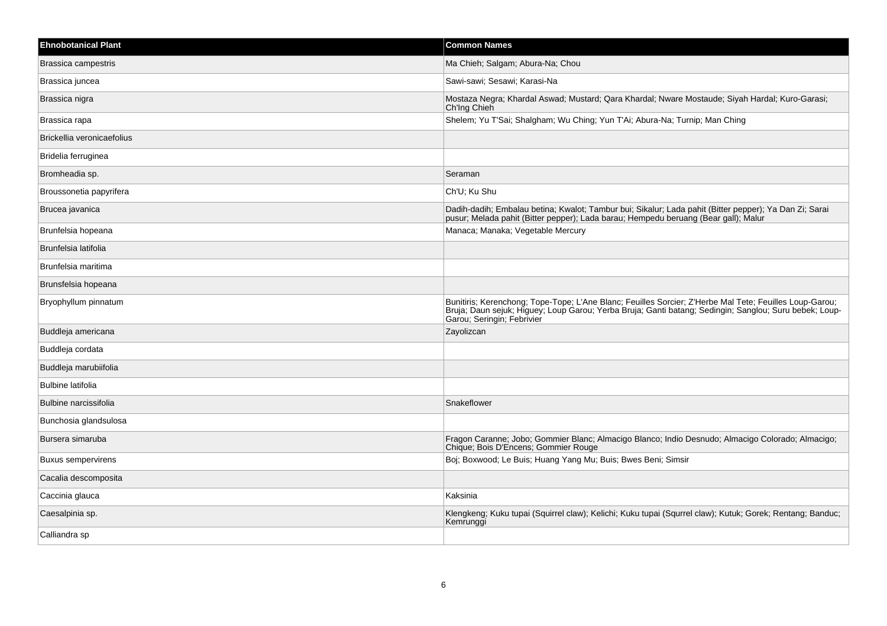| Ehnobotanical Plant | Common Names |
|---|---|
| Brassica campestris | Ma Chieh; Salgam; Abura-Na; Chou |
| Brassica juncea | Sawi-sawi; Sesawi; Karasi-Na |
| Brassica nigra | Mostaza Negra; Khardal Aswad; Mustard; Qara Khardal; Nware Mostaude; Siyah Hardal; Kuro-Garasi; Ch'Ing Chieh |
| Brassica rapa | Shelem; Yu T'Sai; Shalgham; Wu Ching; Yun T'Ai; Abura-Na; Turnip; Man Ching |
| Brickellia veronicaefolius | |
| Bridelia ferruginea | |
| Bromheadia sp. | Seraman |
| Broussonetia papyrifera | Ch'U; Ku Shu |
| Brucea javanica | Dadih-dadih; Embalau betina; Kwalot; Tambur bui; Sikalur; Lada pahit (Bitter pepper); Ya Dan Zi; Sarai pusur; Melada pahit (Bitter pepper); Lada barau; Hempedu beruang (Bear gall); Malur |
| Brunfelsia hopeana | Manaca; Manaka; Vegetable Mercury |
| Brunfelsia latifolia | |
| Brunfelsia maritima | |
| Brunsfelsia hopeana | |
| Bryophyllum pinnatum | Bunitiris; Kerenchong; Tope-Tope; L'Ane Blanc; Feuilles Sorcier; Z'Herbe Mal Tete; Feuilles Loup-Garou; Bruja; Daun sejuk; Higuey; Loup Garou; Yerba Bruja; Ganti batang; Sedingin; Sanglou; Suru bebek; Loup-Garou; Seringin; Febrivier |
| Buddleja americana | Zayolizcan |
| Buddleja cordata | |
| Buddleja marubiifolia | |
| Bulbine latifolia | |
| Bulbine narcissifolia | Snakeflower |
| Bunchosia glandsulosa | |
| Bursera simaruba | Fragon Caranne; Jobo; Gommier Blanc; Almacigo Blanco; Indio Desnudo; Almacigo Colorado; Almacigo; Chique; Bois D'Encens; Gommier Rouge |
| Buxus sempervirens | Boj; Boxwood; Le Buis; Huang Yang Mu; Buis; Bwes Beni; Simsir |
| Cacalia descomposita | |
| Caccinia glauca | Kaksinia |
| Caesalpinia sp. | Klengkeng; Kuku tupai (Squirrel claw); Kelichi; Kuku tupai (Squrrel claw); Kutuk; Gorek; Rentang; Banduc; Kemrunggi |
| Calliandra sp | |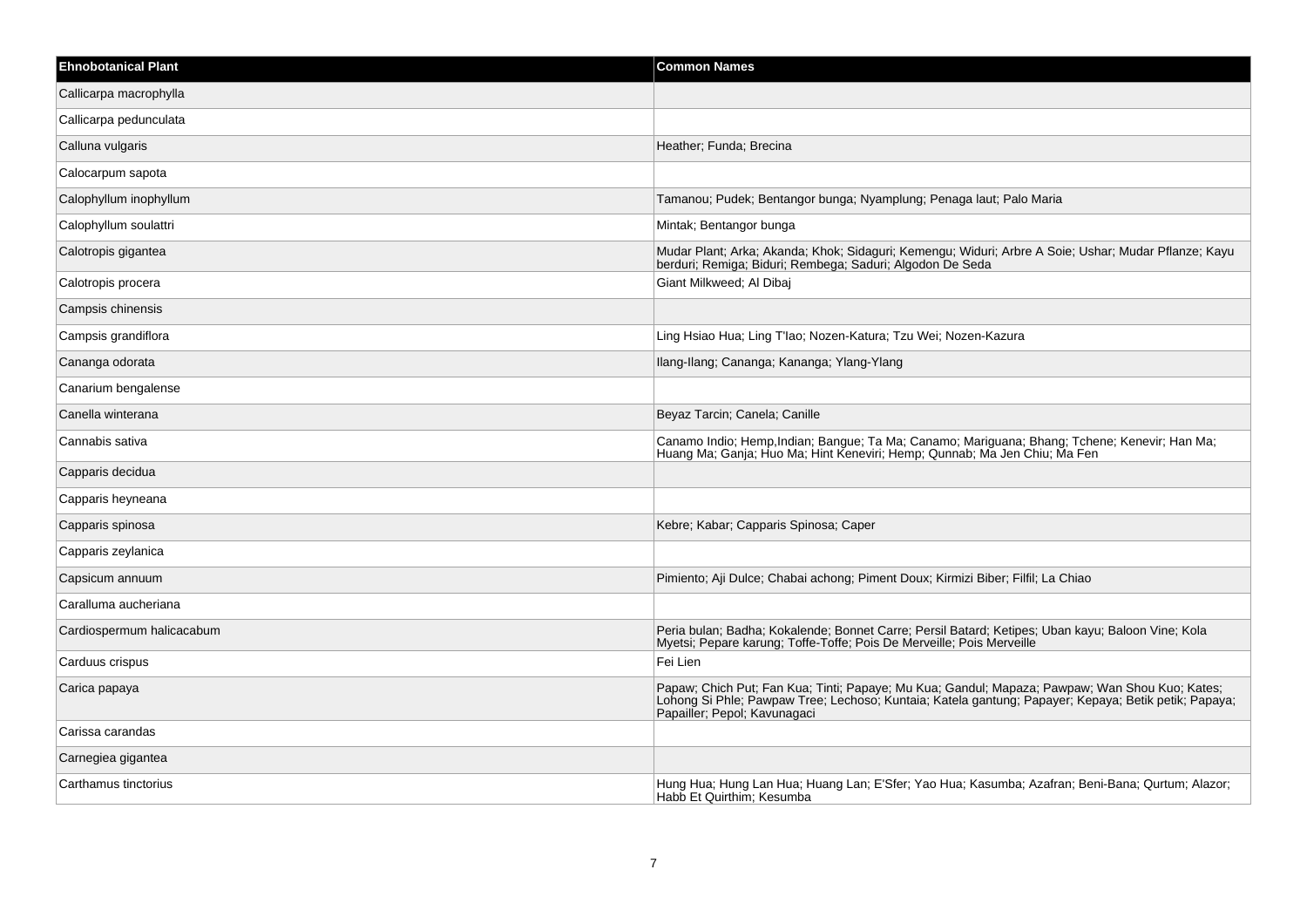| Ehnobotanical Plant | Common Names |
| --- | --- |
| Callicarpa macrophylla | |
| Callicarpa pedunculata | |
| Calluna vulgaris | Heather; Funda; Brecina |
| Calocarpum sapota | |
| Calophyllum inophyllum | Tamanou; Pudek; Bentangor bunga; Nyamplung; Penaga laut; Palo Maria |
| Calophyllum soulattri | Mintak; Bentangor bunga |
| Calotropis gigantea | Mudar Plant; Arka; Akanda; Khok; Sidaguri; Kemengu; Widuri; Arbre A Soie; Ushar; Mudar Pflanze; Kayu berduri; Remiga; Biduri; Rembega; Saduri; Algodon De Seda |
| Calotropis procera | Giant Milkweed; Al Dibaj |
| Campsis chinensis | |
| Campsis grandiflora | Ling Hsiao Hua; Ling T'Iao; Nozen-Katura; Tzu Wei; Nozen-Kazura |
| Cananga odorata | Ilang-Ilang; Cananga; Kananga; Ylang-Ylang |
| Canarium bengalense | |
| Canella winterana | Beyaz Tarcin; Canela; Canille |
| Cannabis sativa | Canamo Indio; Hemp,Indian; Bangue; Ta Ma; Canamo; Mariguana; Bhang; Tchene; Kenevir; Han Ma; Huang Ma; Ganja; Huo Ma; Hint Keneviri; Hemp; Qunnab; Ma Jen Chiu; Ma Fen |
| Capparis decidua | |
| Capparis heyneana | |
| Capparis spinosa | Kebre; Kabar; Capparis Spinosa; Caper |
| Capparis zeylanica | |
| Capsicum annuum | Pimiento; Aji Dulce; Chabai achong; Piment Doux; Kirmizi Biber; Filfil; La Chiao |
| Caralluma aucheriana | |
| Cardiospermum halicacabum | Peria bulan; Badha; Kokalende; Bonnet Carre; Persil Batard; Ketipes; Uban kayu; Baloon Vine; Kola Myetsi; Pepare karung; Toffe-Toffe; Pois De Merveille; Pois Merveille |
| Carduus crispus | Fei Lien |
| Carica papaya | Papaw; Chich Put; Fan Kua; Tinti; Papaye; Mu Kua; Gandul; Mapaza; Pawpaw; Wan Shou Kuo; Kates; Lohong Si Phle; Pawpaw Tree; Lechoso; Kuntaia; Katela gantung; Papayer; Kepaya; Betik petik; Papaya; Papailler; Pepol; Kavunagaci |
| Carissa carandas | |
| Carnegiea gigantea | |
| Carthamus tinctorius | Hung Hua; Hung Lan Hua; Huang Lan; E'Sfer; Yao Hua; Kasumba; Azafran; Beni-Bana; Qurtum; Alazor; Habb Et Quirthim; Kesumba |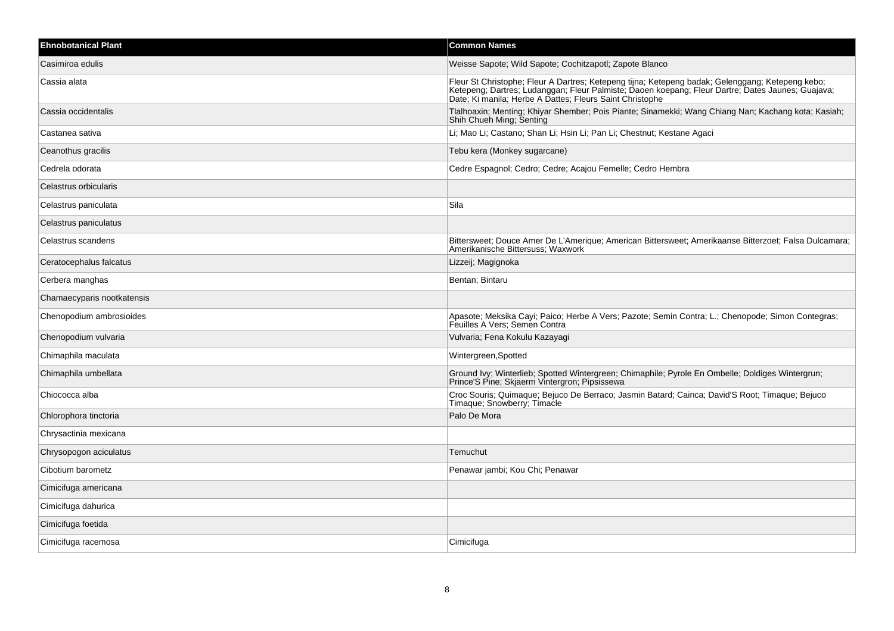| Ehnobotanical Plant | Common Names |
|---|---|
| Casimiroa edulis | Weisse Sapote; Wild Sapote; Cochitzapotl; Zapote Blanco |
| Cassia alata | Fleur St Christophe; Fleur A Dartres; Ketepeng tijna; Ketepeng badak; Gelenggang; Ketepeng kebo; Ketepeng; Dartres; Ludanggan; Fleur Palmiste; Daoen koepang; Fleur Dartre; Dates Jaunes; Guajava; Date; Ki manila; Herbe A Dattes; Fleurs Saint Christophe |
| Cassia occidentalis | Tlalhoaxin; Menting; Khiyar Shember; Pois Piante; Sinamekki; Wang Chiang Nan; Kachang kota; Kasiah; Shih Chueh Ming; Senting |
| Castanea sativa | Li; Mao Li; Castano; Shan Li; Hsin Li; Pan Li; Chestnut; Kestane Agaci |
| Ceanothus gracilis | Tebu kera (Monkey sugarcane) |
| Cedrela odorata | Cedre Espagnol; Cedro; Cedre; Acajou Femelle; Cedro Hembra |
| Celastrus orbicularis | |
| Celastrus paniculata | Sila |
| Celastrus paniculatus | |
| Celastrus scandens | Bittersweet; Douce Amer De L'Amerique; American Bittersweet; Amerikaanse Bitterzoet; Falsa Dulcamara; Amerikanische Bittersuss; Waxwork |
| Ceratocephalus falcatus | Lizzeij; Magignoka |
| Cerbera manghas | Bentan; Bintaru |
| Chamaecyparis nootkatensis | |
| Chenopodium ambrosioides | Apasote; Meksika Cayi; Paico; Herbe A Vers; Pazote; Semin Contra; L.; Chenopode; Simon Contegras; Feuilles A Vers; Semen Contra |
| Chenopodium vulvaria | Vulvaria; Fena Kokulu Kazayagi |
| Chimaphila maculata | Wintergreen,Spotted |
| Chimaphila umbellata | Ground Ivy; Winterlieb; Spotted Wintergreen; Chimaphile; Pyrole En Ombelle; Doldiges Wintergrun; Prince'S Pine; Skjaerm Vintergron; Pipsissewa |
| Chiococca alba | Croc Souris; Quimaque; Bejuco De Berraco; Jasmin Batard; Cainca; David'S Root; Timaque; Bejuco Timaque; Snowberry; Timacle |
| Chlorophora tinctoria | Palo De Mora |
| Chrysactinia mexicana | |
| Chrysopogon aciculatus | Temuchut |
| Cibotium barometz | Penawar jambi; Kou Chi; Penawar |
| Cimicifuga americana | |
| Cimicifuga dahurica | |
| Cimicifuga foetida | |
| Cimicifuga racemosa | Cimicifuga |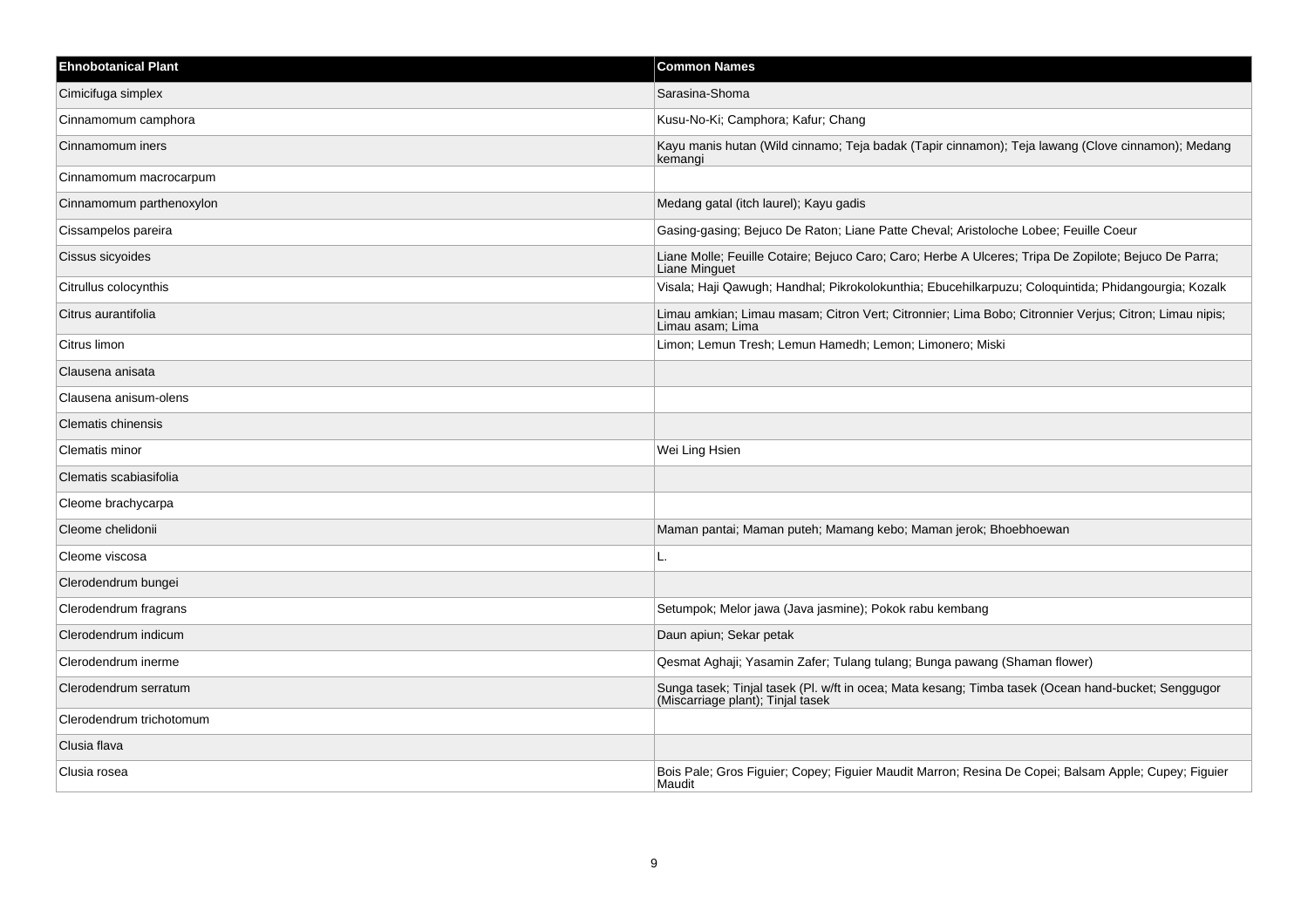| Ehnobotanical Plant | Common Names |
| --- | --- |
| Cimicifuga simplex | Sarasina-Shoma |
| Cinnamomum camphora | Kusu-No-Ki; Camphora; Kafur; Chang |
| Cinnamomum iners | Kayu manis hutan (Wild cinnamo; Teja badak (Tapir cinnamon); Teja lawang (Clove cinnamon); Medang kemangi |
| Cinnamomum macrocarpum | |
| Cinnamomum parthenoxylon | Medang gatal (itch laurel); Kayu gadis |
| Cissampelos pareira | Gasing-gasing; Bejuco De Raton; Liane Patte Cheval; Aristoloche Lobee; Feuille Coeur |
| Cissus sicyoides | Liane Molle; Feuille Cotaire; Bejuco Caro; Caro; Herbe A Ulceres; Tripa De Zopilote; Bejuco De Parra; Liane Minguet |
| Citrullus colocynthis | Visala; Haji Qawugh; Handhal; Pikrokolokunthia; Ebucehilkarpuzu; Coloquintida; Phidangourgia; Kozalk |
| Citrus aurantifolia | Limau amkian; Limau masam; Citron Vert; Citronnier; Lima Bobo; Citronnier Verjus; Citron; Limau nipis; Limau asam; Lima |
| Citrus limon | Limon; Lemun Tresh; Lemun Hamedh; Lemon; Limonero; Miski |
| Clausena anisata | |
| Clausena anisum-olens | |
| Clematis chinensis | |
| Clematis minor | Wei Ling Hsien |
| Clematis scabiasifolia | |
| Cleome brachycarpa | |
| Cleome chelidonii | Maman pantai; Maman puteh; Mamang kebo; Maman jerok; Bhoebhoewan |
| Cleome viscosa | L. |
| Clerodendrum bungei | |
| Clerodendrum fragrans | Setumpok; Melor jawa (Java jasmine); Pokok rabu kembang |
| Clerodendrum indicum | Daun apiun; Sekar petak |
| Clerodendrum inerme | Qesmat Aghaji; Yasamin Zafer; Tulang tulang; Bunga pawang (Shaman flower) |
| Clerodendrum serratum | Sunga tasek; Tinjal tasek (Pl. w/ft in ocea; Mata kesang; Timba tasek (Ocean hand-bucket; Senggugor (Miscarriage plant); Tinjal tasek |
| Clerodendrum trichotomum | |
| Clusia flava | |
| Clusia rosea | Bois Pale; Gros Figuier; Copey; Figuier Maudit Marron; Resina De Copei; Balsam Apple; Cupey; Figuier Maudit |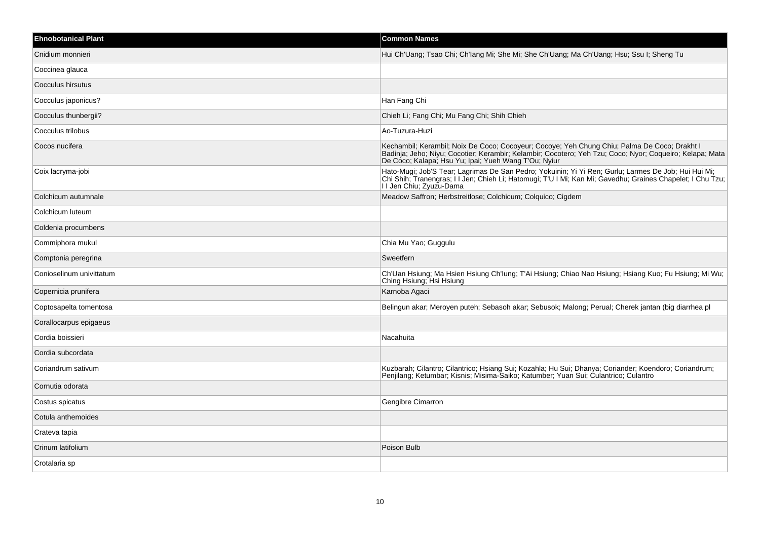| Ehnobotanical Plant | Common Names |
| --- | --- |
| Cnidium monnieri | Hui Ch'Uang; Tsao Chi; Ch'Iang Mi; She Mi; She Ch'Uang; Ma Ch'Uang; Hsu; Ssu I; Sheng Tu |
| Coccinea glauca | |
| Cocculus hirsutus | |
| Cocculus japonicus? | Han Fang Chi |
| Cocculus thunbergii? | Chieh Li; Fang Chi; Mu Fang Chi; Shih Chieh |
| Cocculus trilobus | Ao-Tuzura-Huzi |
| Cocos nucifera | Kechambil; Kerambil; Noix De Coco; Cocoyeur; Cocoye; Yeh Chung Chiu; Palma De Coco; Drakht I Badinja; Jeho; Niyu; Cocotier; Kerambir; Kelambir; Cocotero; Yeh Tzu; Coco; Nyor; Coqueiro; Kelapa; Mata De Coco; Kalapa; Hsu Yu; Ipai; Yueh Wang T'Ou; Nyiur |
| Coix lacryma-jobi | Hato-Mugi; Job'S Tear; Lagrimas De San Pedro; Yokuinin; Yi Yi Ren; Gurlu; Larmes De Job; Hui Hui Mi; Chi Shih; Tranengras; I I Jen; Chieh Li; Hatomugi; T'U I Mi; Kan Mi; Gavedhu; Graines Chapelet; I Chu Tzu; I I Jen Chiu; Zyuzu-Dama |
| Colchicum autumnale | Meadow Saffron; Herbstreitlose; Colchicum; Colquico; Cigdem |
| Colchicum luteum | |
| Coldenia procumbens | |
| Commiphora mukul | Chia Mu Yao; Guggulu |
| Comptonia peregrina | Sweetfern |
| Conioselinum univittatum | Ch'Uan Hsiung; Ma Hsien Hsiung Ch'Iung; T'Ai Hsiung; Chiao Nao Hsiung; Hsiang Kuo; Fu Hsiung; Mi Wu; Ching Hsiung; Hsi Hsiung |
| Copernicia prunifera | Karnoba Agaci |
| Coptosapelta tomentosa | Belingun akar; Meroyen puteh; Sebasoh akar; Sebusok; Malong; Perual; Cherek jantan (big diarrhea pl |
| Corallocarpus epigaeus | |
| Cordia boissieri | Nacahuita |
| Cordia subcordata | |
| Coriandrum sativum | Kuzbarah; Cilantro; Cilantrico; Hsiang Sui; Kozahla; Hu Sui; Dhanya; Coriander; Koendoro; Coriandrum; Penjilang; Ketumbar; Kisnis; Misima-Saiko; Katumber; Yuan Sui; Culantrico; Culantro |
| Cornutia odorata | |
| Costus spicatus | Gengibre Cimarron |
| Cotula anthemoides | |
| Crateva tapia | |
| Crinum latifolium | Poison Bulb |
| Crotalaria sp | |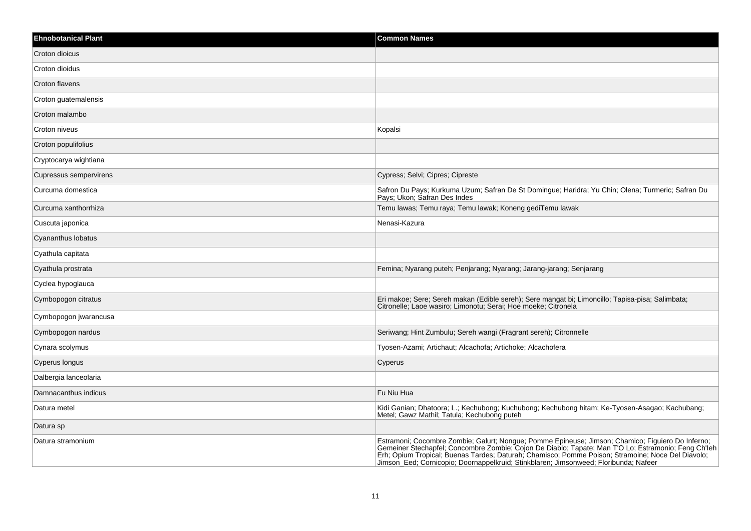| Ehnobotanical Plant | Common Names |
| --- | --- |
| Croton dioicus | |
| Croton dioidus | |
| Croton flavens | |
| Croton guatemalensis | |
| Croton malambo | |
| Croton niveus | Kopalsi |
| Croton populifolius | |
| Cryptocarya wightiana | |
| Cupressus sempervirens | Cypress; Selvi; Cipres; Cipreste |
| Curcuma domestica | Safron Du Pays; Kurkuma Uzum; Safran De St Domingue; Haridra; Yu Chin; Olena; Turmeric; Safran Du Pays; Ukon; Safran Des Indes |
| Curcuma xanthorrhiza | Temu lawas; Temu raya; Temu lawak; Koneng gediTemu lawak |
| Cuscuta japonica | Nenasi-Kazura |
| Cyananthus lobatus | |
| Cyathula capitata | |
| Cyathula prostrata | Femina; Nyarang puteh; Penjarang; Nyarang; Jarang-jarang; Senjarang |
| Cyclea hypoglauca | |
| Cymbopogon citratus | Eri makoe; Sere; Sereh makan (Edible sereh); Sere mangat bi; Limoncillo; Tapisa-pisa; Salimbata; Citronelle; Laoe wasiro; Limonotu; Serai; Hoe moeke; Citronela |
| Cymbopogon jwarancusa | |
| Cymbopogon nardus | Seriwang; Hint Zumbulu; Sereh wangi (Fragrant sereh); Citronnelle |
| Cynara scolymus | Tyosen-Azami; Artichaut; Alcachofa; Artichoke; Alcachofera |
| Cyperus longus | Cyperus |
| Dalbergia lanceolaria | |
| Damnacanthus indicus | Fu Niu Hua |
| Datura metel | Kidi Ganian; Dhatoora; L.; Kechubong; Kuchubong; Kechubong hitam; Ke-Tyosen-Asagao; Kachubang; Metel; Gawz Mathil; Tatula; Kechubong puteh |
| Datura sp | |
| Datura stramonium | Estramoni; Cocombre Zombie; Galurt; Nongue; Pomme Epineuse; Jimson; Chamico; Figuiero Do Inferno; Gemeiner Stechapfel; Concombre Zombie; Cojon De Diablo; Tapate; Man T'O Lo; Estramonio; Feng Ch'leh Erh; Opium Tropical; Buenas Tardes; Daturah; Chamisco; Pomme Poison; Stramoine; Noce Del Diavolo; Jimson_Eed; Cornicopio; Doornappelkruid; Stinkblaren; Jimsonweed; Floribunda; Nafeer |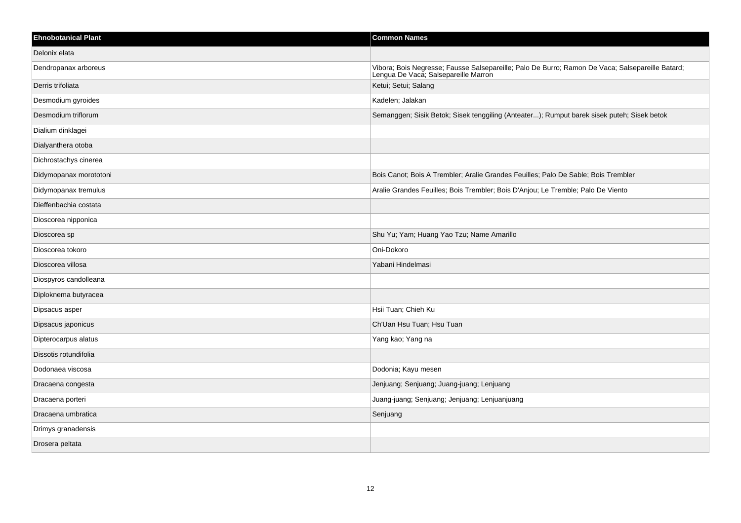| Ehnobotanical Plant | Common Names |
| --- | --- |
| Delonix elata | |
| Dendropanax arboreus | Vibora; Bois Negresse; Fausse Salsepareille; Palo De Burro; Ramon De Vaca; Salsepareille Batard; Lengua De Vaca; Salsepareille Marron |
| Derris trifoliata | Ketui; Setui; Salang |
| Desmodium gyroides | Kadelen; Jalakan |
| Desmodium triflorum | Semanggen; Sisik Betok; Sisek tenggiling (Anteater...); Rumput barek sisek puteh; Sisek betok |
| Dialium dinklagei | |
| Dialyanthera otoba | |
| Dichrostachys cinerea | |
| Didymopanax morototoni | Bois Canot; Bois A Trembler; Aralie Grandes Feuilles; Palo De Sable; Bois Trembler |
| Didymopanax tremulus | Aralie Grandes Feuilles; Bois Trembler; Bois D'Anjou; Le Tremble; Palo De Viento |
| Dieffenbachia costata | |
| Dioscorea nipponica | |
| Dioscorea sp | Shu Yu; Yam; Huang Yao Tzu; Name Amarillo |
| Dioscorea tokoro | Oni-Dokoro |
| Dioscorea villosa | Yabani Hindelmasi |
| Diospyros candolleana | |
| Diploknema butyracea | |
| Dipsacus asper | Hsii Tuan; Chieh Ku |
| Dipsacus japonicus | Ch'Uan Hsu Tuan; Hsu Tuan |
| Dipterocarpus alatus | Yang kao; Yang na |
| Dissotis rotundifolia | |
| Dodonaea viscosa | Dodonia; Kayu mesen |
| Dracaena congesta | Jenjuang; Senjuang; Juang-juang; Lenjuang |
| Dracaena porteri | Juang-juang; Senjuang; Jenjuang; Lenjuanjuang |
| Dracaena umbratica | Senjuang |
| Drimys granadensis | |
| Drosera peltata | |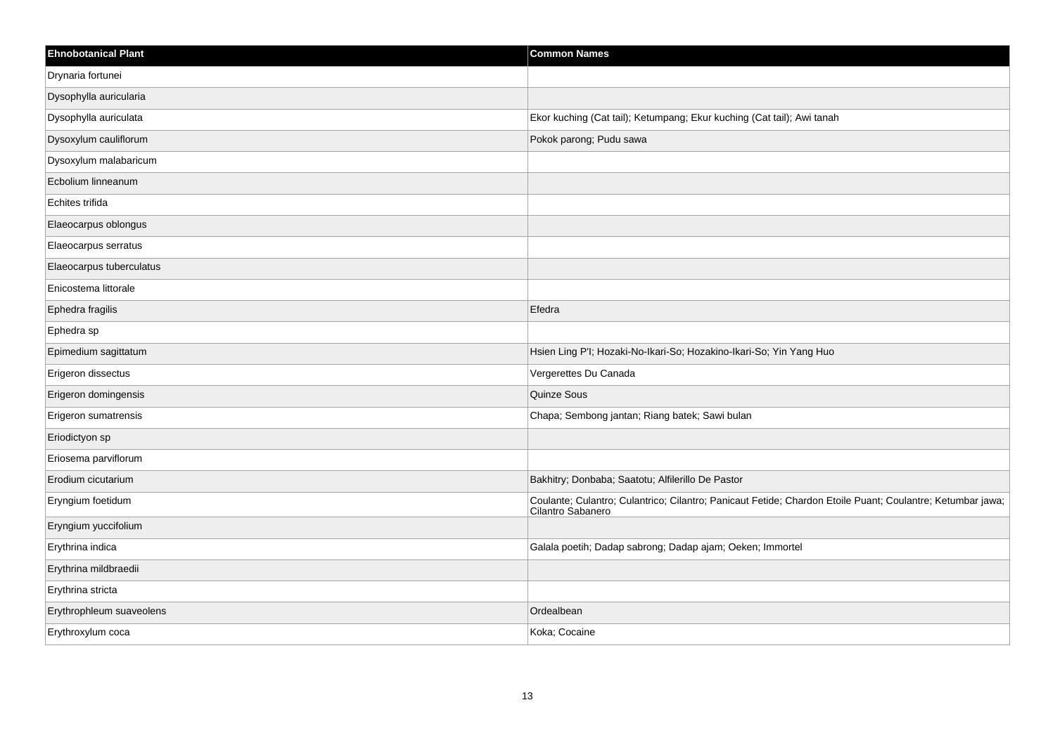| Ehnobotanical Plant | Common Names |
| --- | --- |
| Drynaria fortunei | |
| Dysophylla auricularia | |
| Dysophylla auriculata | Ekor kuching (Cat tail); Ketumpang; Ekur kuching (Cat tail); Awi tanah |
| Dysoxylum cauliflorum | Pokok parong; Pudu sawa |
| Dysoxylum malabaricum | |
| Ecbolium linneanum | |
| Echites trifida | |
| Elaeocarpus oblongus | |
| Elaeocarpus serratus | |
| Elaeocarpus tuberculatus | |
| Enicostema littorale | |
| Ephedra fragilis | Efedra |
| Ephedra sp | |
| Epimedium sagittatum | Hsien Ling P'I; Hozaki-No-Ikari-So; Hozakino-Ikari-So; Yin Yang Huo |
| Erigeron dissectus | Vergerettes Du Canada |
| Erigeron domingensis | Quinze Sous |
| Erigeron sumatrensis | Chapa; Sembong jantan; Riang batek; Sawi bulan |
| Eriodictyon sp | |
| Eriosema parviflorum | |
| Erodium cicutarium | Bakhitry; Donbaba; Saatotu; Alfilerillo De Pastor |
| Eryngium foetidum | Coulante; Culantro; Culantrico; Cilantro; Panicaut Fetide; Chardon Etoile Puant; Coulantre; Ketumbar jawa; Cilantro Sabanero |
| Eryngium yuccifolium | |
| Erythrina indica | Galala poetih; Dadap sabrong; Dadap ajam; Oeken; Immortel |
| Erythrina mildbraedii | |
| Erythrina stricta | |
| Erythrophleum suaveolens | Ordealbean |
| Erythroxylum coca | Koka; Cocaine |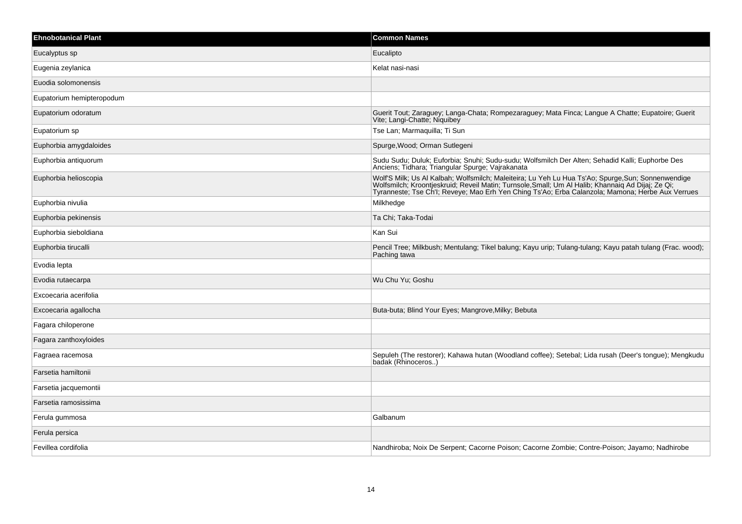| Ehnobotanical Plant | Common Names |
| --- | --- |
| Eucalyptus sp | Eucalipto |
| Eugenia zeylanica | Kelat nasi-nasi |
| Euodia solomonensis | |
| Eupatorium hemipteropodum | |
| Eupatorium odoratum | Guerit Tout; Zaraguey; Langa-Chata; Rompezaraguey; Mata Finca; Langue A Chatte; Eupatoire; Guerit Vite; Langi-Chatte; Niquibey |
| Eupatorium sp | Tse Lan; Marmaquilla; Ti Sun |
| Euphorbia amygdaloides | Spurge,Wood; Orman Sutlegeni |
| Euphorbia antiquorum | Sudu Sudu; Duluk; Euforbia; Snuhi; Sudu-sudu; Wolfsmilch Der Alten; Sehadid Kalli; Euphorbe Des Anciens; Tidhara; Triangular Spurge; Vajrakanata |
| Euphorbia helioscopia | Wolf'S Milk; Us Al Kalbah; Wolfsmilch; Maleiteira; Lu Yeh Lu Hua Ts'Ao; Spurge,Sun; Sonnenwendige Wolfsmilch; Kroontjeskruid; Reveil Matin; Turnsole,Small; Um Al Halib; Khannaiq Ad Dijaj; Ze Qi; Tyranneste; Tse Ch'I; Reveye; Mao Erh Yen Ching Ts'Ao; Erba Calanzola; Mamona; Herbe Aux Verrues |
| Euphorbia nivulia | Milkhedge |
| Euphorbia pekinensis | Ta Chi; Taka-Todai |
| Euphorbia sieboldiana | Kan Sui |
| Euphorbia tirucalli | Pencil Tree; Milkbush; Mentulang; Tikel balung; Kayu urip; Tulang-tulang; Kayu patah tulang (Frac. wood); Paching tawa |
| Evodia lepta | |
| Evodia rutaecarpa | Wu Chu Yu; Goshu |
| Excoecaria acerifolia | |
| Excoecaria agallocha | Buta-buta; Blind Your Eyes; Mangrove,Milky; Bebuta |
| Fagara chiloperone | |
| Fagara zanthoxyloides | |
| Fagraea racemosa | Sepuleh (The restorer); Kahawa hutan (Woodland coffee); Setebal; Lida rusah (Deer's tongue); Mengkudu badak (Rhinoceros..) |
| Farsetia hamiltonii | |
| Farsetia jacquemontii | |
| Farsetia ramosissima | |
| Ferula gummosa | Galbanum |
| Ferula persica | |
| Fevillea cordifolia | Nandhiroba; Noix De Serpent; Cacorne Poison; Cacorne Zombie; Contre-Poison; Jayamo; Nadhirobe |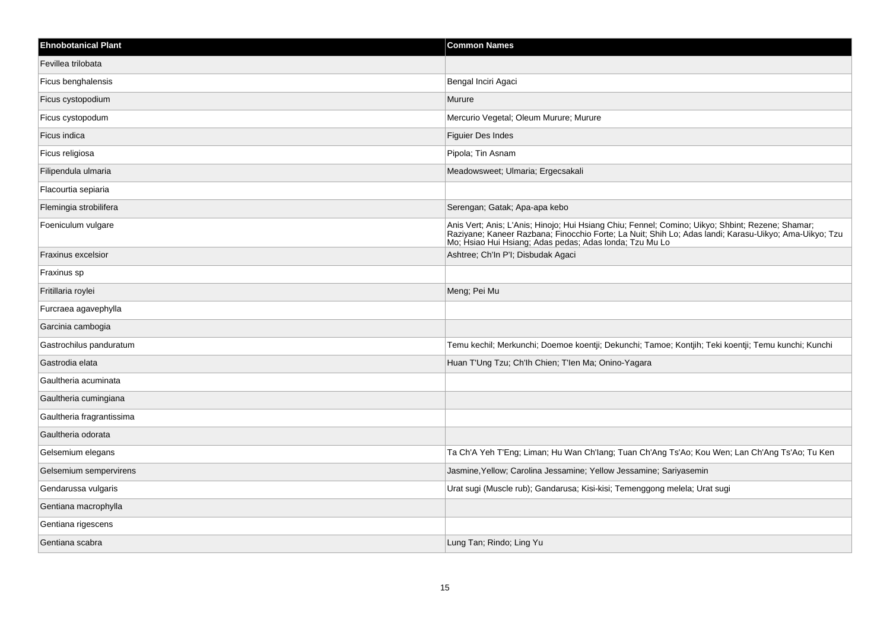| Ehnobotanical Plant | Common Names |
| --- | --- |
| Fevillea trilobata | |
| Ficus benghalensis | Bengal Inciri Agaci |
| Ficus cystopodium | Murure |
| Ficus cystopodum | Mercurio Vegetal; Oleum Murure; Murure |
| Ficus indica | Figuier Des Indes |
| Ficus religiosa | Pipola; Tin Asnam |
| Filipendula ulmaria | Meadowsweet; Ulmaria; Ergecsakali |
| Flacourtia sepiaria | |
| Flemingia strobilifera | Serengan; Gatak; Apa-apa kebo |
| Foeniculum vulgare | Anis Vert; Anis; L'Anis; Hinojo; Hui Hsiang Chiu; Fennel; Comino; Uikyo; Shbint; Rezene; Shamar; Raziyane; Kaneer Razbana; Finocchio Forte; La Nuit; Shih Lo; Adas landi; Karasu-Uikyo; Ama-Uikyo; Tzu Mo; Hsiao Hui Hsiang; Adas pedas; Adas londa; Tzu Mu Lo |
| Fraxinus excelsior | Ashtree; Ch'In P'I; Disbudak Agaci |
| Fraxinus sp | |
| Fritillaria roylei | Meng; Pei Mu |
| Furcraea agavephylla | |
| Garcinia cambogia | |
| Gastrochilus panduratum | Temu kechil; Merkunchi; Doemoe koentji; Dekunchi; Tamoe; Kontjih; Teki koentji; Temu kunchi; Kunchi |
| Gastrodia elata | Huan T'Ung Tzu; Ch'Ih Chien; T'Ien Ma; Onino-Yagara |
| Gaultheria acuminata | |
| Gaultheria cumingiana | |
| Gaultheria fragrantissima | |
| Gaultheria odorata | |
| Gelsemium elegans | Ta Ch'A Yeh T'Eng; Liman; Hu Wan Ch'Iang; Tuan Ch'Ang Ts'Ao; Kou Wen; Lan Ch'Ang Ts'Ao; Tu Ken |
| Gelsemium sempervirens | Jasmine,Yellow; Carolina Jessamine; Yellow Jessamine; Sariyasemin |
| Gendarussa vulgaris | Urat sugi (Muscle rub); Gandarusa; Kisi-kisi; Temenggong melela; Urat sugi |
| Gentiana macrophylla | |
| Gentiana rigescens | |
| Gentiana scabra | Lung Tan; Rindo; Ling Yu |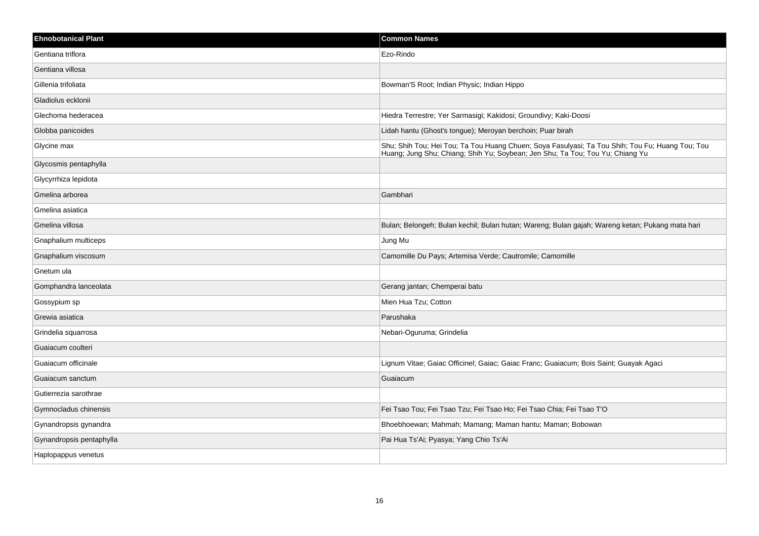| Ehnobotanical Plant | Common Names |
| --- | --- |
| Gentiana triflora | Ezo-Rindo |
| Gentiana villosa | |
| Gillenia trifoliata | Bowman'S Root; Indian Physic; Indian Hippo |
| Gladiolus ecklonii | |
| Glechoma hederacea | Hiedra Terrestre; Yer Sarmasigi; Kakidosi; Groundivy; Kaki-Doosi |
| Globba panicoides | Lidah hantu (Ghost's tongue); Meroyan berchoin; Puar birah |
| Glycine max | Shu; Shih Tou; Hei Tou; Ta Tou Huang Chuen; Soya Fasulyasi; Ta Tou Shih; Tou Fu; Huang Tou; Tou Huang; Jung Shu; Chiang; Shih Yu; Soybean; Jen Shu; Ta Tou; Tou Yu; Chiang Yu |
| Glycosmis pentaphylla | |
| Glycyrrhiza lepidota | |
| Gmelina arborea | Gambhari |
| Gmelina asiatica | |
| Gmelina villosa | Bulan; Belongeh; Bulan kechil; Bulan hutan; Wareng; Bulan gajah; Wareng ketan; Pukang mata hari |
| Gnaphalium multiceps | Jung Mu |
| Gnaphalium viscosum | Camomille Du Pays; Artemisa Verde; Cautromile; Camomille |
| Gnetum ula | |
| Gomphandra lanceolata | Gerang jantan; Chemperai batu |
| Gossypium sp | Mien Hua Tzu; Cotton |
| Grewia asiatica | Parushaka |
| Grindelia squarrosa | Nebari-Oguruma; Grindelia |
| Guaiacum coulteri | |
| Guaiacum officinale | Lignum Vitae; Gaiac Officinel; Gaiac; Gaiac Franc; Guaiacum; Bois Saint; Guayak Agaci |
| Guaiacum sanctum | Guaiacum |
| Gutierrezia sarothrae | |
| Gymnocladus chinensis | Fei Tsao Tou; Fei Tsao Tzu; Fei Tsao Ho; Fei Tsao Chia; Fei Tsao T'O |
| Gynandropsis gynandra | Bhoebhoewan; Mahmah; Mamang; Maman hantu; Maman; Bobowan |
| Gynandropsis pentaphylla | Pai Hua Ts'Ai; Pyasya; Yang Chio Ts'Ai |
| Haplopappus venetus | |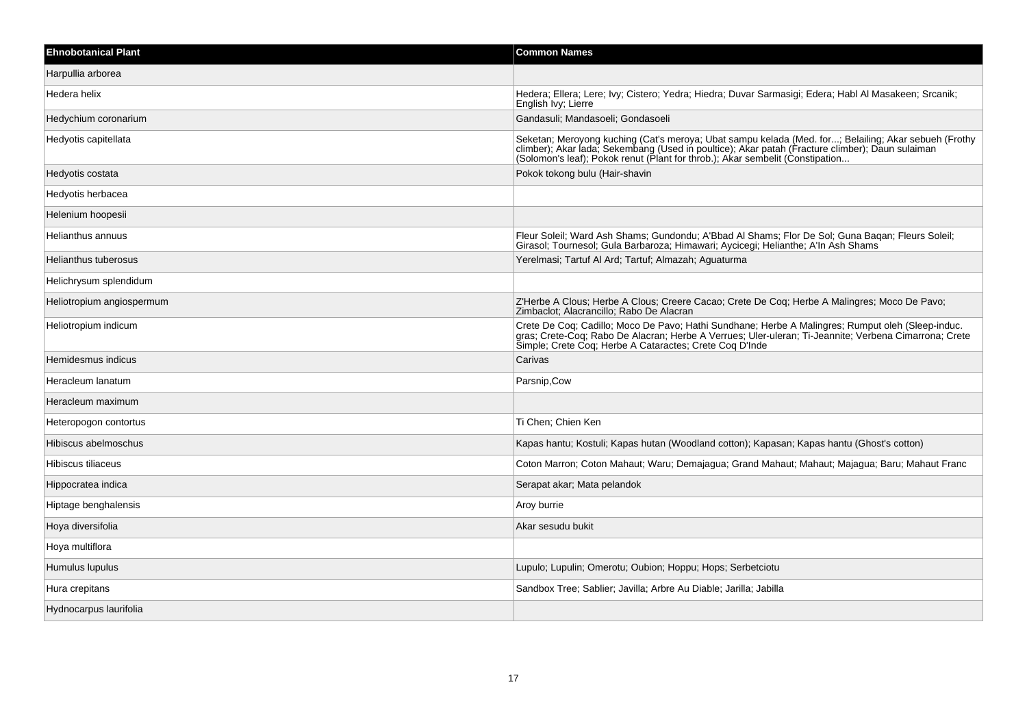| Ehnobotanical Plant | Common Names |
| --- | --- |
| Harpullia arborea | |
| Hedera helix | Hedera; Ellera; Lere; Ivy; Cistero; Yedra; Hiedra; Duvar Sarmasigi; Edera; Habl Al Masakeen; Srcanik; English Ivy; Lierre |
| Hedychium coronarium | Gandasuli; Mandasoeli; Gondasoeli |
| Hedyotis capitellata | Seketan; Meroyong kuching (Cat's meroya; Ubat sampu kelada (Med. for...; Belailing; Akar sebueh (Frothy climber); Akar lada; Sekembang (Used in poultice); Akar patah (Fracture climber); Daun sulaiman (Solomon's leaf); Pokok renut (Plant for throb.); Akar sembelit (Constipation... |
| Hedyotis costata | Pokok tokong bulu (Hair-shavin |
| Hedyotis herbacea | |
| Helenium hoopesii | |
| Helianthus annuus | Fleur Soleil; Ward Ash Shams; Gundondu; A'Bbad Al Shams; Flor De Sol; Guna Baqan; Fleurs Soleil; Girasol; Tournesol; Gula Barbaroza; Himawari; Aycicegi; Helianthe; A'In Ash Shams |
| Helianthus tuberosus | Yerelmasi; Tartuf Al Ard; Tartuf; Almazah; Aguaturma |
| Helichrysum splendidum | |
| Heliotropium angiospermum | Z'Herbe A Clous; Herbe A Clous; Creere Cacao; Crete De Coq; Herbe A Malingres; Moco De Pavo; Zimbaclot; Alacrancillo; Rabo De Alacran |
| Heliotropium indicum | Crete De Coq; Cadillo; Moco De Pavo; Hathi Sundhane; Herbe A Malingres; Rumput oleh (Sleep-induc. gras; Crete-Coq; Rabo De Alacran; Herbe A Verrues; Uler-uleran; Ti-Jeannite; Verbena Cimarrona; Crete Simple; Crete Coq; Herbe A Cataractes; Crete Coq D'Inde |
| Hemidesmus indicus | Carivas |
| Heracleum lanatum | Parsnip,Cow |
| Heracleum maximum | |
| Heteropogon contortus | Ti Chen; Chien Ken |
| Hibiscus abelmoschus | Kapas hantu; Kostuli; Kapas hutan (Woodland cotton); Kapasan; Kapas hantu (Ghost's cotton) |
| Hibiscus tiliaceus | Coton Marron; Coton Mahaut; Waru; Demajagua; Grand Mahaut; Mahaut; Majagua; Baru; Mahaut Franc |
| Hippocratea indica | Serapat akar; Mata pelandok |
| Hiptage benghalensis | Aroy burrie |
| Hoya diversifolia | Akar sesudu bukit |
| Hoya multiflora | |
| Humulus lupulus | Lupulo; Lupulin; Omerotu; Oubion; Hoppu; Hops; Serbetciotu |
| Hura crepitans | Sandbox Tree; Sablier; Javilla; Arbre Au Diable; Jarilla; Jabilla |
| Hydnocarpus laurifolia | |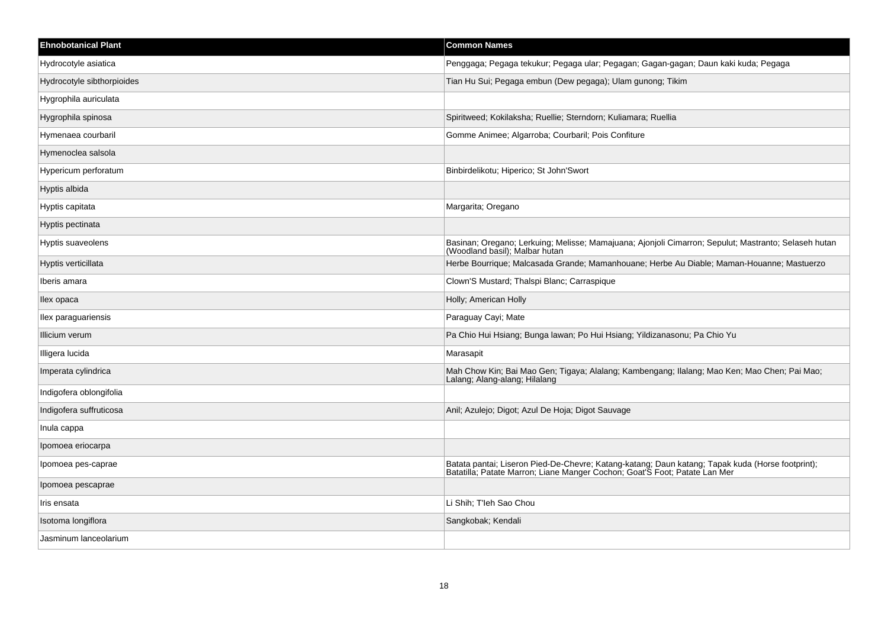| Ehnobotanical Plant | Common Names |
|---|---|
| Hydrocotyle asiatica | Penggaga; Pegaga tekukur; Pegaga ular; Pegagan; Gagan-gagan; Daun kaki kuda; Pegaga |
| Hydrocotyle sibthorpioides | Tian Hu Sui; Pegaga embun (Dew pegaga); Ulam gunong; Tikim |
| Hygrophila auriculata | |
| Hygrophila spinosa | Spiritweed; Kokilaksha; Ruellie; Sterndorn; Kuliamara; Ruellia |
| Hymenaea courbaril | Gomme Animee; Algarroba; Courbaril; Pois Confiture |
| Hymenoclea salsola | |
| Hypericum perforatum | Binbirdelikotu; Hiperico; St John'Swort |
| Hyptis albida | |
| Hyptis capitata | Margarita; Oregano |
| Hyptis pectinata | |
| Hyptis suaveolens | Basinan; Oregano; Lerkuing; Melisse; Mamajuana; Ajonjoli Cimarron; Sepulut; Mastranto; Selaseh hutan (Woodland basil); Malbar hutan |
| Hyptis verticillata | Herbe Bourrique; Malcasada Grande; Mamanhouane; Herbe Au Diable; Maman-Houanne; Mastuerzo |
| Iberis amara | Clown'S Mustard; Thalspi Blanc; Carraspique |
| Ilex opaca | Holly; American Holly |
| Ilex paraguariensis | Paraguay Cayi; Mate |
| Illicium verum | Pa Chio Hui Hsiang; Bunga lawan; Po Hui Hsiang; Yildizanasonu; Pa Chio Yu |
| Illigera lucida | Marasapit |
| Imperata cylindrica | Mah Chow Kin; Bai Mao Gen; Tigaya; Alalang; Kambengang; Ilalang; Mao Ken; Mao Chen; Pai Mao; Lalang; Alang-alang; Hilalang |
| Indigofera oblongifolia | |
| Indigofera suffruticosa | Anil; Azulejo; Digot; Azul De Hoja; Digot Sauvage |
| Inula cappa | |
| Ipomoea eriocarpa | |
| Ipomoea pes-caprae | Batata pantai; Liseron Pied-De-Chevre; Katang-katang; Daun katang; Tapak kuda (Horse footprint); Batatilla; Patate Marron; Liane Manger Cochon; Goat'S Foot; Patate Lan Mer |
| Ipomoea pescaprae | |
| Iris ensata | Li Shih; T'Ieh Sao Chou |
| Isotoma longiflora | Sangkobak; Kendali |
| Jasminum lanceolarium | |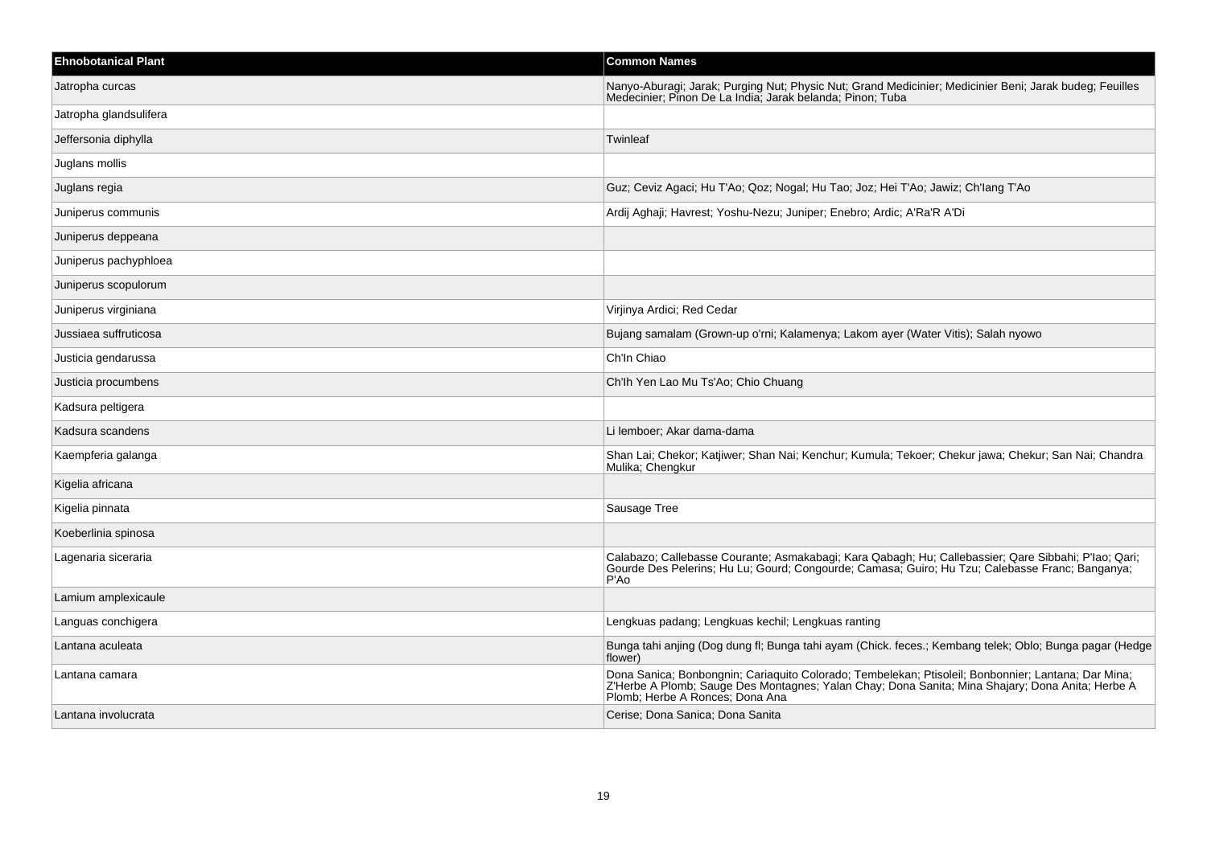| Ehnobotanical Plant | Common Names |
| --- | --- |
| Jatropha curcas | Nanyo-Aburagi; Jarak; Purging Nut; Physic Nut; Grand Medicinier; Medicinier Beni; Jarak budeg; Feuilles Medecinier; Pinon De La India; Jarak belanda; Pinon; Tuba |
| Jatropha glandsulifera | |
| Jeffersonia diphylla | Twinleaf |
| Juglans mollis | |
| Juglans regia | Guz; Ceviz Agaci; Hu T'Ao; Qoz; Nogal; Hu Tao; Joz; Hei T'Ao; Jawiz; Ch'Iang T'Ao |
| Juniperus communis | Ardij Aghaji; Havrest; Yoshu-Nezu; Juniper; Enebro; Ardic; A'Ra'R A'Di |
| Juniperus deppeana | |
| Juniperus pachyphloea | |
| Juniperus scopulorum | |
| Juniperus virginiana | Virjinya Ardici; Red Cedar |
| Jussiaea suffruticosa | Bujang samalam (Grown-up o'rni; Kalamenya; Lakom ayer (Water Vitis); Salah nyowo |
| Justicia gendarussa | Ch'In Chiao |
| Justicia procumbens | Ch'Ih Yen Lao Mu Ts'Ao; Chio Chuang |
| Kadsura peltigera | |
| Kadsura scandens | Li lemboer; Akar dama-dama |
| Kaempferia galanga | Shan Lai; Chekor; Katjiwer; Shan Nai; Kenchur; Kumula; Tekoer; Chekur jawa; Chekur; San Nai; Chandra Mulika; Chengkur |
| Kigelia africana | |
| Kigelia pinnata | Sausage Tree |
| Koeberlinia spinosa | |
| Lagenaria siceraria | Calabazo; Callebasse Courante; Asmakabagi; Kara Qabagh; Hu; Callebassier; Qare Sibbahi; P'Iao; Qari; Gourde Des Pelerins; Hu Lu; Gourd; Congourde; Camasa; Guiro; Hu Tzu; Calebasse Franc; Banganya; P'Ao |
| Lamium amplexicaule | |
| Languas conchigera | Lengkuas padang; Lengkuas kechil; Lengkuas ranting |
| Lantana aculeata | Bunga tahi anjing (Dog dung fl; Bunga tahi ayam (Chick. feces.; Kembang telek; Oblo; Bunga pagar (Hedge flower) |
| Lantana camara | Dona Sanica; Bonbongnin; Cariaquito Colorado; Tembelekan; Ptisoleil; Bonbonnier; Lantana; Dar Mina; Z'Herbe A Plomb; Sauge Des Montagnes; Yalan Chay; Dona Sanita; Mina Shajary; Dona Anita; Herbe A Plomb; Herbe A Ronces; Dona Ana |
| Lantana involucrata | Cerise; Dona Sanica; Dona Sanita |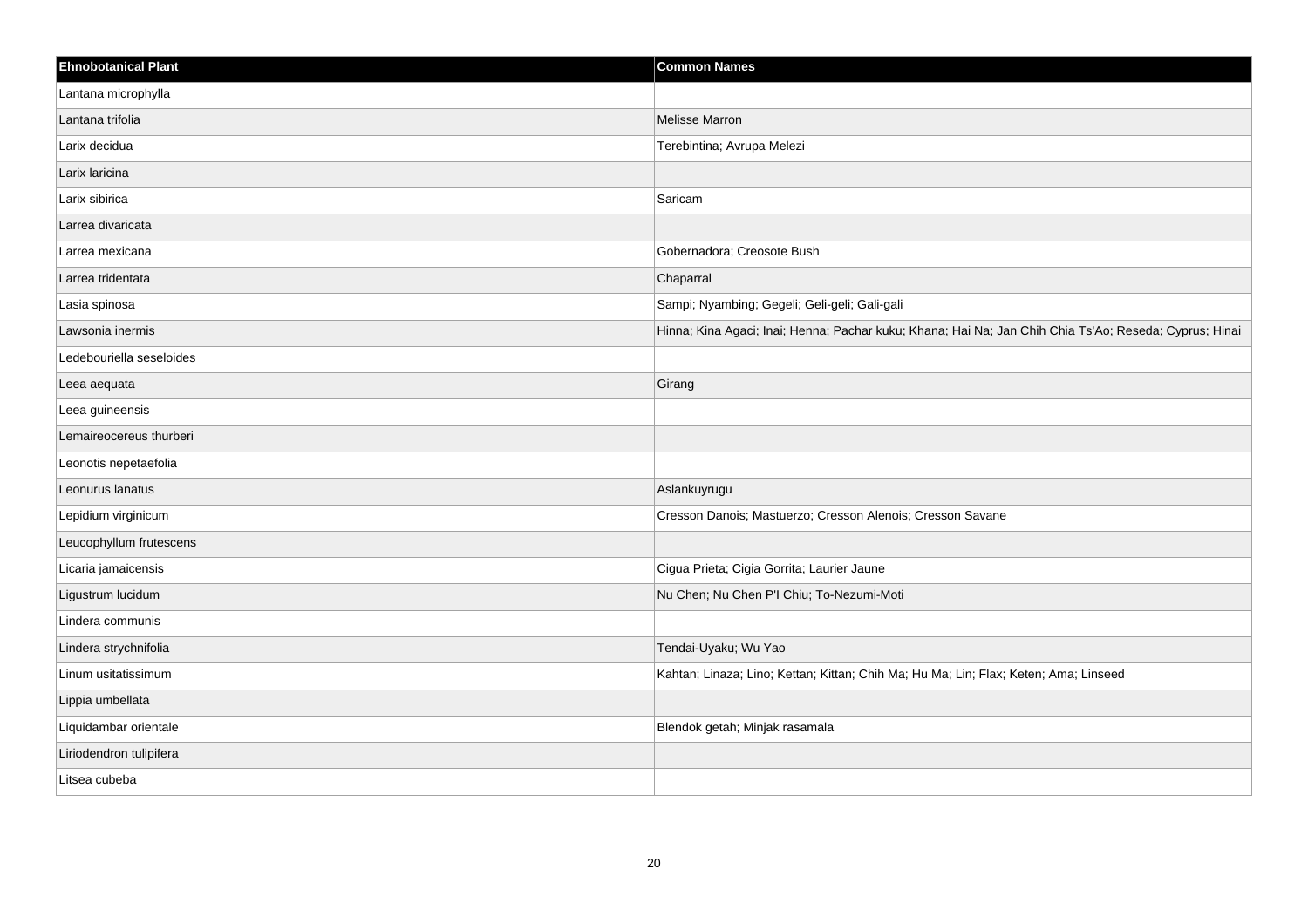| Ehnobotanical Plant | Common Names |
| --- | --- |
| Lantana microphylla | |
| Lantana trifolia | Melisse Marron |
| Larix decidua | Terebintina; Avrupa Melezi |
| Larix laricina | |
| Larix sibirica | Saricam |
| Larrea divaricata | |
| Larrea mexicana | Gobernadora; Creosote Bush |
| Larrea tridentata | Chaparral |
| Lasia spinosa | Sampi; Nyambing; Gegeli; Geli-geli; Gali-gali |
| Lawsonia inermis | Hinna; Kina Agaci; Inai; Henna; Pachar kuku; Khana; Hai Na; Jan Chih Chia Ts'Ao; Reseda; Cyprus; Hinai |
| Ledebouriella seseloides | |
| Leea aequata | Girang |
| Leea guineensis | |
| Lemaireocereus thurberi | |
| Leonotis nepetaefolia | |
| Leonurus lanatus | Aslankuyrugu |
| Lepidium virginicum | Cresson Danois; Mastuerzo; Cresson Alenois; Cresson Savane |
| Leucophyllum frutescens | |
| Licaria jamaicensis | Cigua Prieta; Cigia Gorrita; Laurier Jaune |
| Ligustrum lucidum | Nu Chen; Nu Chen P'I Chiu; To-Nezumi-Moti |
| Lindera communis | |
| Lindera strychnifolia | Tendai-Uyaku; Wu Yao |
| Linum usitatissimum | Kahtan; Linaza; Lino; Kettan; Kittan; Chih Ma; Hu Ma; Lin; Flax; Keten; Ama; Linseed |
| Lippia umbellata | |
| Liquidambar orientale | Blendok getah; Minjak rasamala |
| Liriodendron tulipifera | |
| Litsea cubeba | |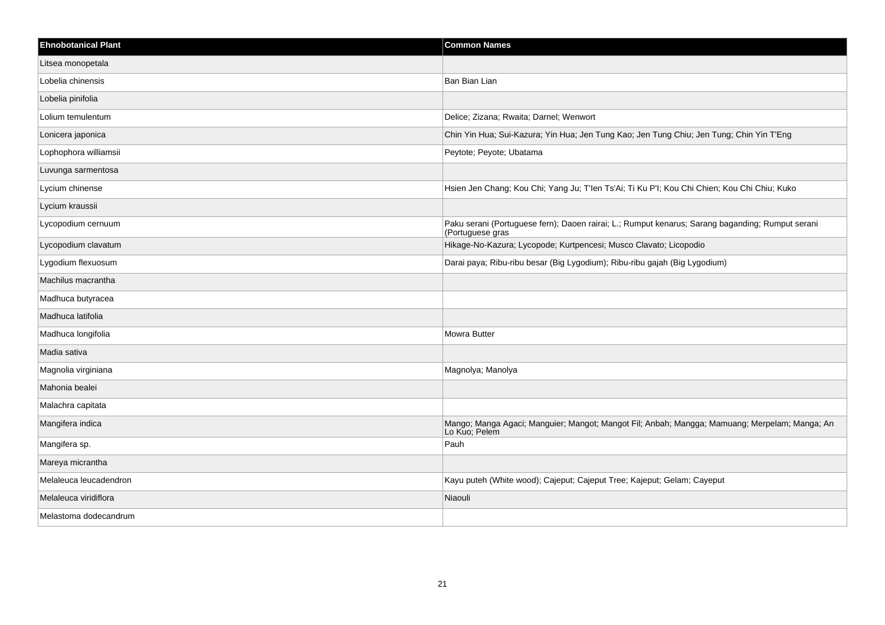| Ehnobotanical Plant | Common Names |
| --- | --- |
| Litsea monopetala | |
| Lobelia chinensis | Ban Bian Lian |
| Lobelia pinifolia | |
| Lolium temulentum | Delice; Zizana; Rwaita; Darnel; Wenwort |
| Lonicera japonica | Chin Yin Hua; Sui-Kazura; Yin Hua; Jen Tung Kao; Jen Tung Chiu; Jen Tung; Chin Yin T'Eng |
| Lophophora williamsii | Peytote; Peyote; Ubatama |
| Luvunga sarmentosa | |
| Lycium chinense | Hsien Jen Chang; Kou Chi; Yang Ju; T'Ien Ts'Ai; Ti Ku P'I; Kou Chi Chien; Kou Chi Chiu; Kuko |
| Lycium kraussii | |
| Lycopodium cernuum | Paku serani (Portuguese fern); Daoen rairai; L.; Rumput kenarus; Sarang baganding; Rumput serani (Portuguese gras |
| Lycopodium clavatum | Hikage-No-Kazura; Lycopode; Kurtpencesi; Musco Clavato; Licopodio |
| Lygodium flexuosum | Darai paya; Ribu-ribu besar (Big Lygodium); Ribu-ribu gajah (Big Lygodium) |
| Machilus macrantha | |
| Madhuca butyracea | |
| Madhuca latifolia | |
| Madhuca longifolia | Mowra Butter |
| Madia sativa | |
| Magnolia virginiana | Magnolya; Manolya |
| Mahonia bealei | |
| Malachra capitata | |
| Mangifera indica | Mango; Manga Agaci; Manguier; Mangot; Mangot Fil; Anbah; Mangga; Mamuang; Merpelam; Manga; An Lo Kuo; Pelem |
| Mangifera sp. | Pauh |
| Mareya micrantha | |
| Melaleuca leucadendron | Kayu puteh (White wood); Cajeput; Cajeput Tree; Kajeput; Gelam; Cayeput |
| Melaleuca viridiflora | Niaouli |
| Melastoma dodecandrum | |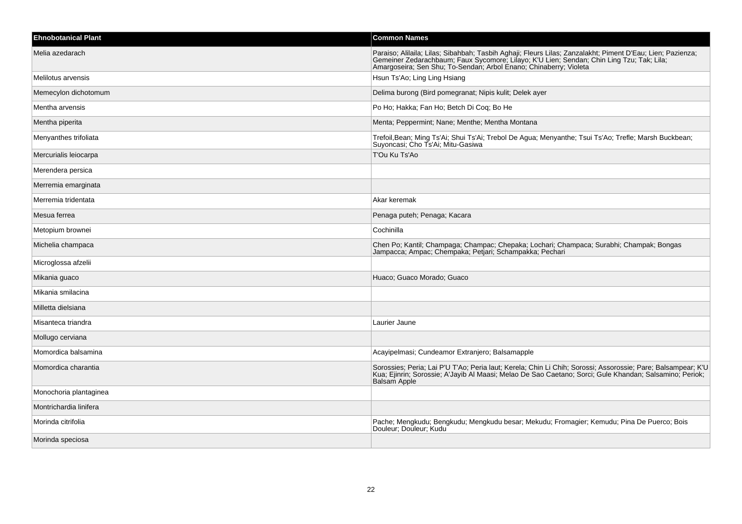| Ehnobotanical Plant | Common Names |
|---|---|
| Melia azedarach | Paraiso; Alilaila; Lilas; Sibahbah; Tasbih Aghaji; Fleurs Lilas; Zanzalakht; Piment D'Eau; Lien; Pazienza; Gemeiner Zedarachbaum; Faux Sycomore; Lilayo; K'U Lien; Sendan; Chin Ling Tzu; Tak; Lila; Amargoseira; Sen Shu; To-Sendan; Arbol Enano; Chinaberry; Violeta |
| Melilotus arvensis | Hsun Ts'Ao; Ling Ling Hsiang |
| Memecylon dichotomum | Delima burong (Bird pomegranat; Nipis kulit; Delek ayer |
| Mentha arvensis | Po Ho; Hakka; Fan Ho; Betch Di Coq; Bo He |
| Mentha piperita | Menta; Peppermint; Nane; Menthe; Mentha Montana |
| Menyanthes trifoliata | Trefoil,Bean; Ming Ts'Ai; Shui Ts'Ai; Trebol De Agua; Menyanthe; Tsui Ts'Ao; Trefle; Marsh Buckbean; Suyoncasi; Cho Ts'Ai; Mitu-Gasiwa |
| Mercurialis leiocarpa | T'Ou Ku Ts'Ao |
| Merendera persica | |
| Merremia emarginata | |
| Merremia tridentata | Akar keremak |
| Mesua ferrea | Penaga puteh; Penaga; Kacara |
| Metopium brownei | Cochinilla |
| Michelia champaca | Chen Po; Kantil; Champaga; Champac; Chepaka; Lochari; Champaca; Surabhi; Champak; Bongas Jampacca; Ampac; Chempaka; Petjari; Schampakka; Pechari |
| Microglossa afzelii | |
| Mikania guaco | Huaco; Guaco Morado; Guaco |
| Mikania smilacina | |
| Milletta dielsiana | |
| Misanteca triandra | Laurier Jaune |
| Mollugo cerviana | |
| Momordica balsamina | Acayipelmasi; Cundeamor Extranjero; Balsamapple |
| Momordica charantia | Sorossies; Peria; Lai P'U T'Ao; Peria laut; Kerela; Chin Li Chih; Sorossi; Assorossie; Pare; Balsampear; K'U Kua; Ejinrin; Sorossie; A'Jayib Al Maasi; Melao De Sao Caetano; Sorci; Gule Khandan; Salsamino; Periok; Balsam Apple |
| Monochoria plantaginea | |
| Montrichardia linifera | |
| Morinda citrifolia | Pache; Mengkudu; Bengkudu; Mengkudu besar; Mekudu; Fromagier; Kemudu; Pina De Puerco; Bois Douleur; Douleur; Kudu |
| Morinda speciosa | |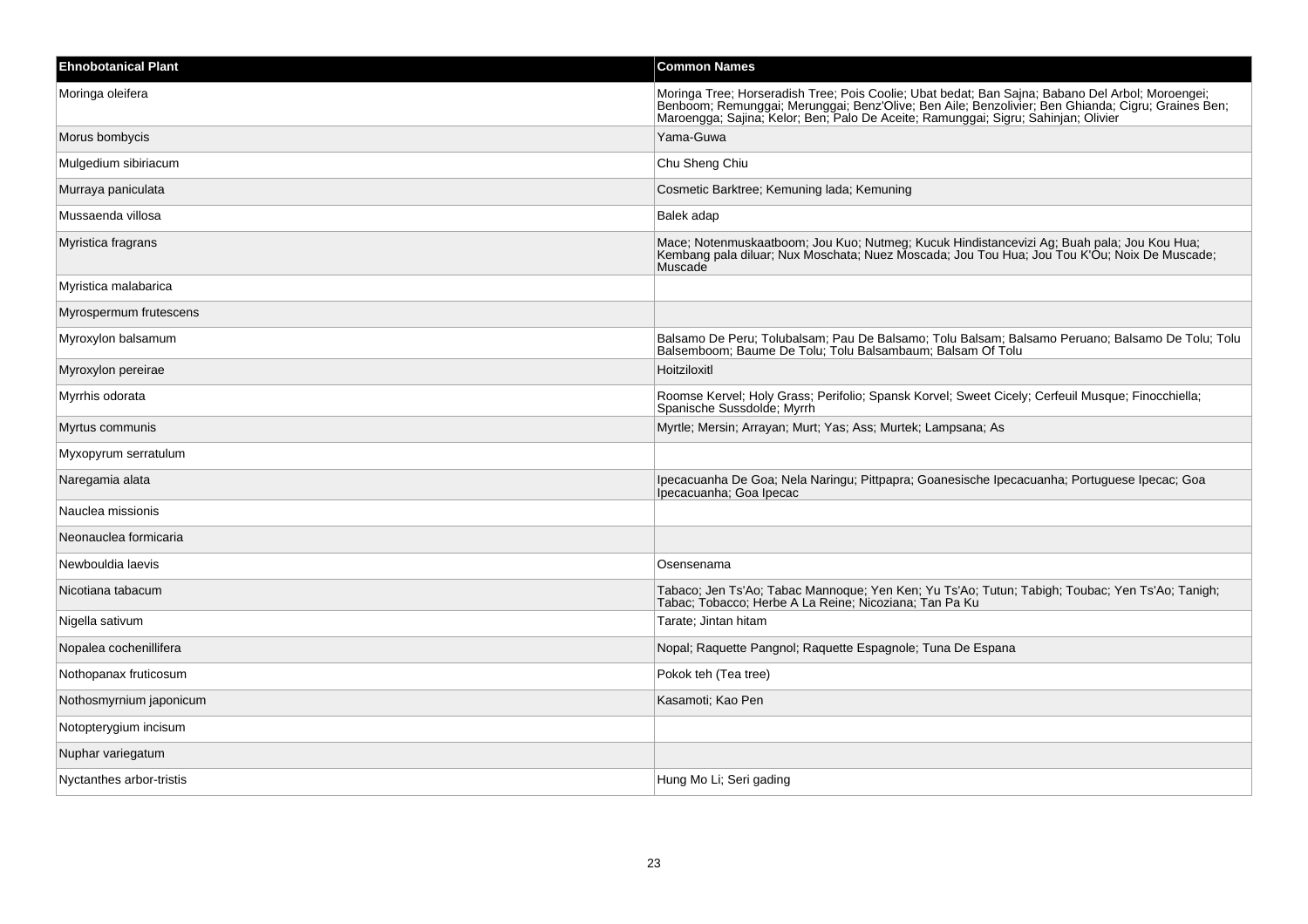| Ehnobotanical Plant | Common Names |
| --- | --- |
| Moringa oleifera | Moringa Tree; Horseradish Tree; Pois Coolie; Ubat bedat; Ban Sajna; Babano Del Arbol; Moroengei; Benboom; Remunggai; Merunggai; Benz'Olive; Ben Aile; Benzolivier; Ben Ghianda; Cigru; Graines Ben; Maroengga; Sajina; Kelor; Ben; Palo De Aceite; Ramunggai; Sigru; Sahinjan; Olivier |
| Morus bombycis | Yama-Guwa |
| Mulgedium sibiriacum | Chu Sheng Chiu |
| Murraya paniculata | Cosmetic Barktree; Kemuning lada; Kemuning |
| Mussaenda villosa | Balek adap |
| Myristica fragrans | Mace; Notenmuskaatboom; Jou Kuo; Nutmeg; Kucuk Hindistancevizi Ag; Buah pala; Jou Kou Hua; Kembang pala diluar; Nux Moschata; Nuez Moscada; Jou Tou Hua; Jou Tou K'Ou; Noix De Muscade; Muscade |
| Myristica malabarica | |
| Myrospermum frutescens | |
| Myroxylon balsamum | Balsamo De Peru; Tolubalsam; Pau De Balsamo; Tolu Balsam; Balsamo Peruano; Balsamo De Tolu; Tolu Balsemboom; Baume De Tolu; Tolu Balsambaum; Balsam Of Tolu |
| Myroxylon pereirae | Hoitziloxitl |
| Myrrhis odorata | Roomse Kervel; Holy Grass; Perifolio; Spansk Korvel; Sweet Cicely; Cerfeuil Musque; Finocchiella; Spanische Sussdolde; Myrrh |
| Myrtus communis | Myrtle; Mersin; Arrayan; Murt; Yas; Ass; Murtek; Lampsana; As |
| Myxopyrum serratulum | |
| Naregamia alata | Ipecacuanha De Goa; Nela Naringu; Pittpapra; Goanesische Ipecacuanha; Portuguese Ipecac; Goa Ipecacuanha; Goa Ipecac |
| Nauclea missionis | |
| Neonauclea formicaria | |
| Newbouldia laevis | Osensenama |
| Nicotiana tabacum | Tabaco; Jen Ts'Ao; Tabac Mannoque; Yen Ken; Yu Ts'Ao; Tutun; Tabigh; Toubac; Yen Ts'Ao; Tanigh; Tabac; Tobacco; Herbe A La Reine; Nicoziana; Tan Pa Ku |
| Nigella sativum | Tarate; Jintan hitam |
| Nopalea cochenillifera | Nopal; Raquette Pangnol; Raquette Espagnole; Tuna De Espana |
| Nothopanax fruticosum | Pokok teh (Tea tree) |
| Nothosmyrnium japonicum | Kasamoti; Kao Pen |
| Notopterygium incisum | |
| Nuphar variegatum | |
| Nyctanthes arbor-tristis | Hung Mo Li; Seri gading |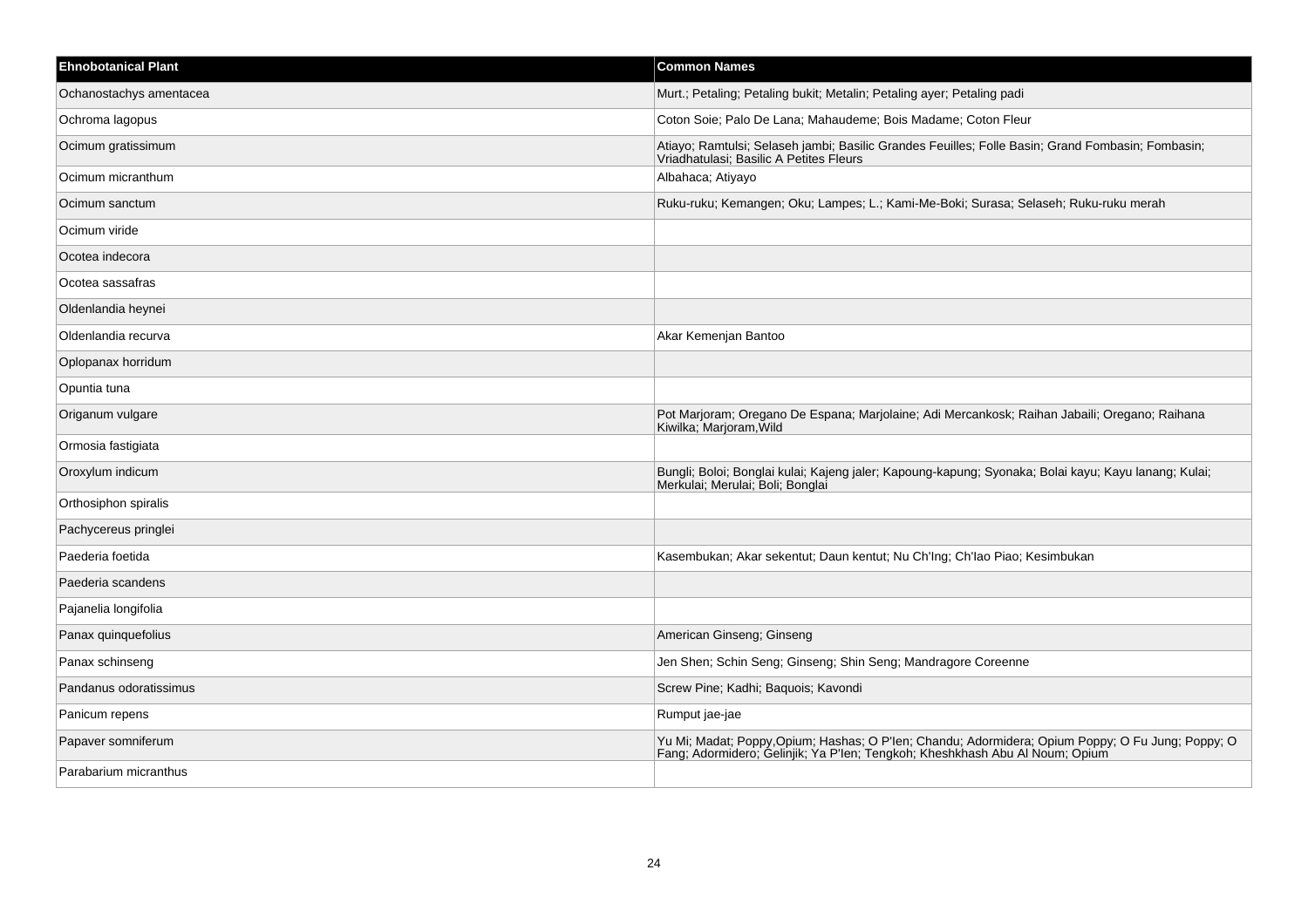| Ehnobotanical Plant | Common Names |
|---|---|
| Ochanostachys amentacea | Murt.; Petaling; Petaling bukit; Metalin; Petaling ayer; Petaling padi |
| Ochroma lagopus | Coton Soie; Palo De Lana; Mahaudeme; Bois Madame; Coton Fleur |
| Ocimum gratissimum | Atiayo; Ramtulsi; Selaseh jambi; Basilic Grandes Feuilles; Folle Basin; Grand Fombasin; Fombasin; Vriadhatulasi; Basilic A Petites Fleurs |
| Ocimum micranthum | Albahaca; Atiyayo |
| Ocimum sanctum | Ruku-ruku; Kemangen; Oku; Lampes; L.; Kami-Me-Boki; Surasa; Selaseh; Ruku-ruku merah |
| Ocimum viride | |
| Ocotea indecora | |
| Ocotea sassafras | |
| Oldenlandia heynei | |
| Oldenlandia recurva | Akar Kemenjan Bantoo |
| Oplopanax horridum | |
| Opuntia tuna | |
| Origanum vulgare | Pot Marjoram; Oregano De Espana; Marjolaine; Adi Mercankosk; Raihan Jabaili; Oregano; Raihana Kiwilka; Marjoram,Wild |
| Ormosia fastigiata | |
| Oroxylum indicum | Bungli; Boloi; Bonglai kulai; Kajeng jaler; Kapoung-kapung; Syonaka; Bolai kayu; Kayu lanang; Kulai; Merkulai; Merulai; Boli; Bonglai |
| Orthosiphon spiralis | |
| Pachycereus pringlei | |
| Paederia foetida | Kasembukan; Akar sekentut; Daun kentut; Nu Ch'Ing; Ch'Iao Piao; Kesimbukan |
| Paederia scandens | |
| Pajanelia longifolia | |
| Panax quinquefolius | American Ginseng; Ginseng |
| Panax schinseng | Jen Shen; Schin Seng; Ginseng; Shin Seng; Mandragore Coreenne |
| Pandanus odoratissimus | Screw Pine; Kadhi; Baquois; Kavondi |
| Panicum repens | Rumput jae-jae |
| Papaver somniferum | Yu Mi; Madat; Poppy,Opium; Hashas; O P'Ien; Chandu; Adormidera; Opium Poppy; O Fu Jung; Poppy; O Fang; Adormidero; Gelinjik; Ya P'Ien; Tengkoh; Kheshkhash Abu Al Noum; Opium |
| Parabarium micranthus | |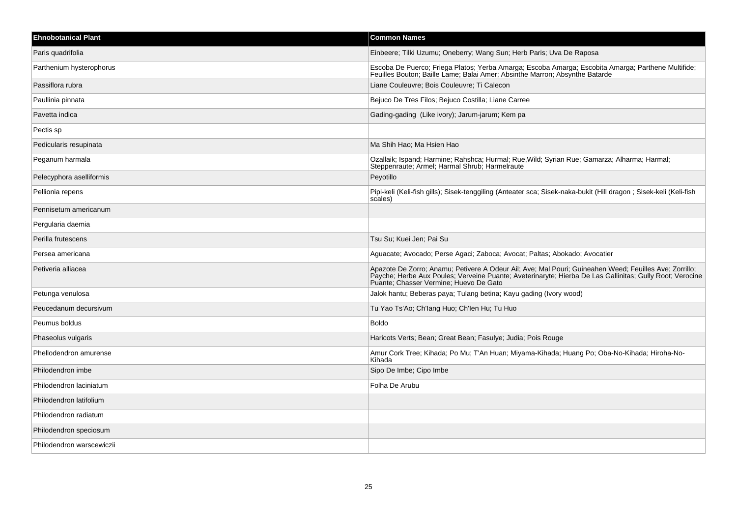| Ehnobotanical Plant | Common Names |
|---|---|
| Paris quadrifolia | Einbeere; Tilki Uzumu; Oneberry; Wang Sun; Herb Paris; Uva De Raposa |
| Parthenium hysterophorus | Escoba De Puerco; Friega Platos; Yerba Amarga; Escoba Amarga; Escobita Amarga; Parthene Multifide; Feuilles Bouton; Baille Lame; Balai Amer; Absinthe Marron; Absynthe Batarde |
| Passiflora rubra | Liane Couleuvre; Bois Couleuvre; Ti Calecon |
| Paullinia pinnata | Bejuco De Tres Filos; Bejuco Costilla; Liane Carree |
| Pavetta indica | Gading-gading (Like ivory); Jarum-jarum; Kem pa |
| Pectis sp | |
| Pedicularis resupinata | Ma Shih Hao; Ma Hsien Hao |
| Peganum harmala | Ozallaik; Ispand; Harmine; Rahshca; Hurmal; Rue,Wild; Syrian Rue; Gamarza; Alharma; Harmal; Steppenraute; Armel; Harmal Shrub; Harmelraute |
| Pelecyphora aselliformis | Peyotillo |
| Pellionia repens | Pipi-keli (Keli-fish gills); Sisek-tenggiling (Anteater sca; Sisek-naka-bukit (Hill dragon ; Sisek-keli (Keli-fish scales) |
| Pennisetum americanum | |
| Pergularia daemia | |
| Perilla frutescens | Tsu Su; Kuei Jen; Pai Su |
| Persea americana | Aguacate; Avocado; Perse Agaci; Zaboca; Avocat; Paltas; Abokado; Avocatier |
| Petiveria alliacea | Apazote De Zorro; Anamu; Petivere A Odeur Ail; Ave; Mal Pouri; Guineahen Weed; Feuilles Ave; Zorrillo; Payche; Herbe Aux Poules; Verveine Puante; Aveterinaryte; Hierba De Las Gallinitas; Gully Root; Verocine Puante; Chasser Vermine; Huevo De Gato |
| Petunga venulosa | Jalok hantu; Beberas paya; Tulang betina; Kayu gading (Ivory wood) |
| Peucedanum decursivum | Tu Yao Ts'Ao; Ch'Iang Huo; Ch'Ien Hu; Tu Huo |
| Peumus boldus | Boldo |
| Phaseolus vulgaris | Haricots Verts; Bean; Great Bean; Fasulye; Judia; Pois Rouge |
| Phellodendron amurense | Amur Cork Tree; Kihada; Po Mu; T'An Huan; Miyama-Kihada; Huang Po; Oba-No-Kihada; Hiroha-No-Kihada |
| Philodendron imbe | Sipo De Imbe; Cipo Imbe |
| Philodendron laciniatum | Folha De Arubu |
| Philodendron latifolium | |
| Philodendron radiatum | |
| Philodendron speciosum | |
| Philodendron warscewiczii | |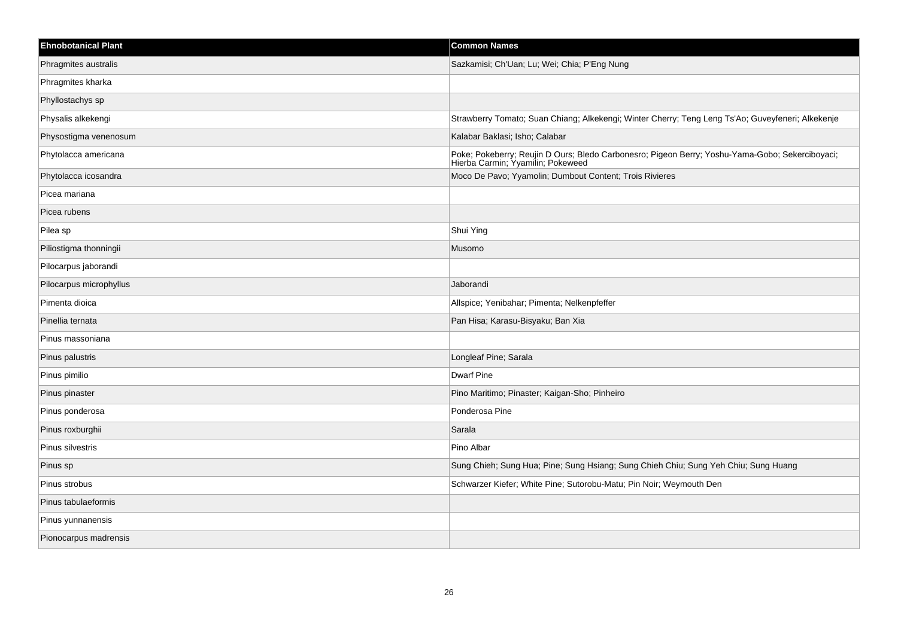| Ehnobotanical Plant | Common Names |
| --- | --- |
| Phragmites australis | Sazkamisi; Ch'Uan; Lu; Wei; Chia; P'Eng Nung |
| Phragmites kharka | |
| Phyllostachys sp | |
| Physalis alkekengi | Strawberry Tomato; Suan Chiang; Alkekengi; Winter Cherry; Teng Leng Ts'Ao; Guveyfeneri; Alkekenje |
| Physostigma venenosum | Kalabar Baklasi; Isho; Calabar |
| Phytolacca americana | Poke; Pokeberry; Reujin D Ours; Bledo Carbonesro; Pigeon Berry; Yoshu-Yama-Gobo; Sekerciboyaci; Hierba Carmin; Yyamilin; Pokeweed |
| Phytolacca icosandra | Moco De Pavo; Yyamolin; Dumbout Content; Trois Rivieres |
| Picea mariana | |
| Picea rubens | |
| Pilea sp | Shui Ying |
| Piliostigma thonningii | Musomo |
| Pilocarpus jaborandi | |
| Pilocarpus microphyllus | Jaborandi |
| Pimenta dioica | Allspice; Yenibahar; Pimenta; Nelkenpfeffer |
| Pinellia ternata | Pan Hisa; Karasu-Bisyaku; Ban Xia |
| Pinus massoniana | |
| Pinus palustris | Longleaf Pine; Sarala |
| Pinus pimilio | Dwarf Pine |
| Pinus pinaster | Pino Maritimo; Pinaster; Kaigan-Sho; Pinheiro |
| Pinus ponderosa | Ponderosa Pine |
| Pinus roxburghii | Sarala |
| Pinus silvestris | Pino Albar |
| Pinus sp | Sung Chieh; Sung Hua; Pine; Sung Hsiang; Sung Chieh Chiu; Sung Yeh Chiu; Sung Huang |
| Pinus strobus | Schwarzer Kiefer; White Pine; Sutorobu-Matu; Pin Noir; Weymouth Den |
| Pinus tabulaeformis | |
| Pinus yunnanensis | |
| Pionocarpus madrensis | |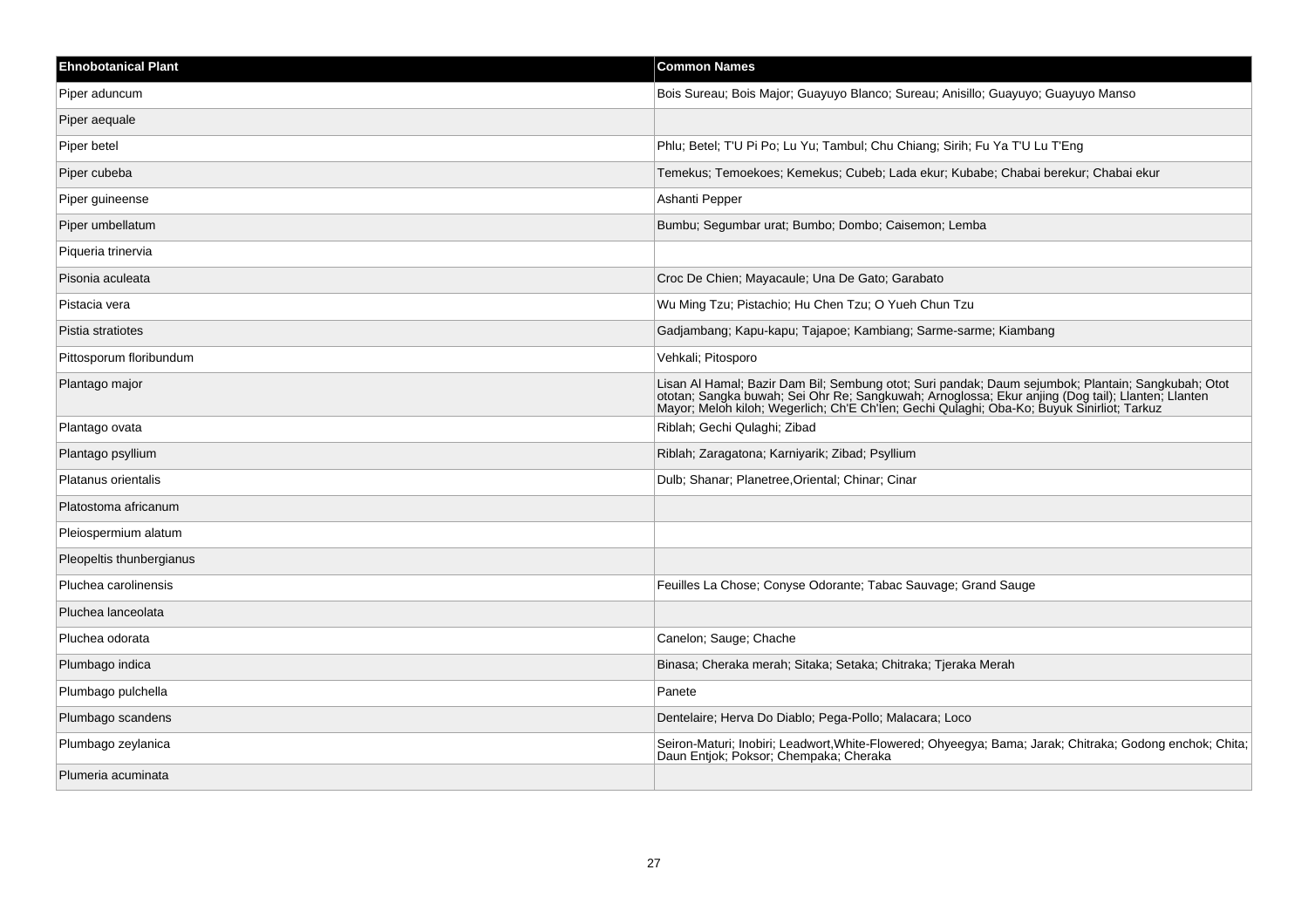| Ehnobotanical Plant | Common Names |
|---|---|
| Piper aduncum | Bois Sureau; Bois Major; Guayuyo Blanco; Sureau; Anisillo; Guayuyo; Guayuyo Manso |
| Piper aequale | |
| Piper betel | Phlu; Betel; T'U Pi Po; Lu Yu; Tambul; Chu Chiang; Sirih; Fu Ya T'U Lu T'Eng |
| Piper cubeba | Temekus; Temoekoes; Kemekus; Cubeb; Lada ekur; Kubabe; Chabai berekur; Chabai ekur |
| Piper guineense | Ashanti Pepper |
| Piper umbellatum | Bumbu; Segumbar urat; Bumbo; Dombo; Caisemon; Lemba |
| Piqueria trinervia | |
| Pisonia aculeata | Croc De Chien; Mayacaule; Una De Gato; Garabato |
| Pistacia vera | Wu Ming Tzu; Pistachio; Hu Chen Tzu; O Yueh Chun Tzu |
| Pistia stratiotes | Gadjambang; Kapu-kapu; Tajapoe; Kambiang; Sarme-sarme; Kiambang |
| Pittosporum floribundum | Vehkali; Pitosporo |
| Plantago major | Lisan Al Hamal; Bazir Dam Bil; Sembung otot; Suri pandak; Daum sejumbok; Plantain; Sangkubah; Otot ototan; Sangka buwah; Sei Ohr Re; Sangkuwah; Arnoglossa; Ekur anjing (Dog tail); Llanten; Llanten Mayor; Meloh kiloh; Wegerlich; Ch'E Ch'Ien; Gechi Qulaghi; Oba-Ko; Buyuk Sinirliot; Tarkuz |
| Plantago ovata | Riblah; Gechi Qulaghi; Zibad |
| Plantago psyllium | Riblah; Zaragatona; Karniyarik; Zibad; Psyllium |
| Platanus orientalis | Dulb; Shanar; Planetree,Oriental; Chinar; Cinar |
| Platostoma africanum | |
| Pleiospermium alatum | |
| Pleopeltis thunbergianus | |
| Pluchea carolinensis | Feuilles La Chose; Conyse Odorante; Tabac Sauvage; Grand Sauge |
| Pluchea lanceolata | |
| Pluchea odorata | Canelon; Sauge; Chache |
| Plumbago indica | Binasa; Cheraka merah; Sitaka; Setaka; Chitraka; Tjeraka Merah |
| Plumbago pulchella | Panete |
| Plumbago scandens | Dentelaire; Herva Do Diablo; Pega-Pollo; Malacara; Loco |
| Plumbago zeylanica | Seiron-Maturi; Inobiri; Leadwort,White-Flowered; Ohyeegya; Bama; Jarak; Chitraka; Godong enchok; Chita; Daun Entjok; Poksor; Chempaka; Cheraka |
| Plumeria acuminata | |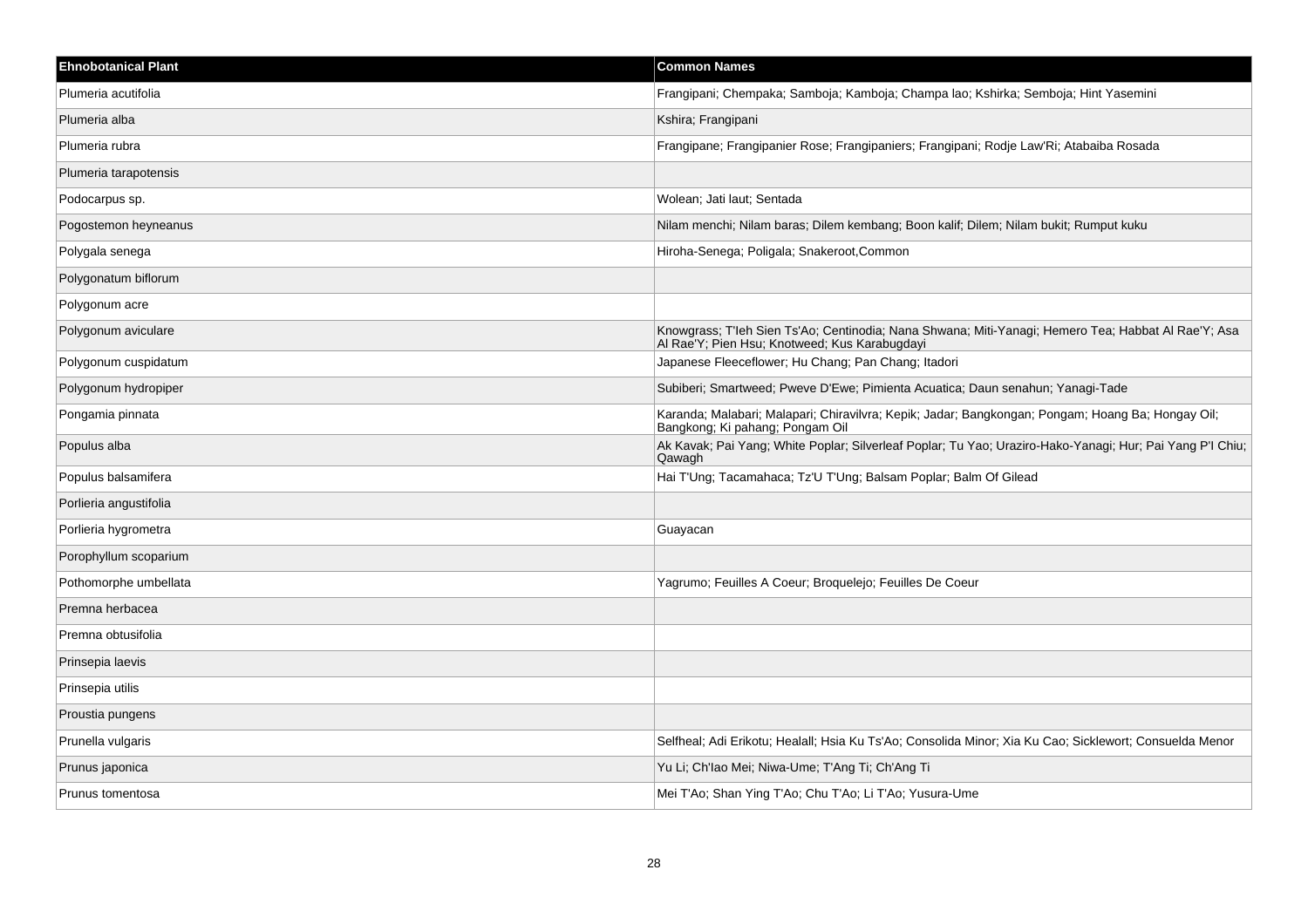| Ehnobotanical Plant | Common Names |
| --- | --- |
| Plumeria acutifolia | Frangipani; Chempaka; Samboja; Kamboja; Champa lao; Kshirka; Semboja; Hint Yasemini |
| Plumeria alba | Kshira; Frangipani |
| Plumeria rubra | Frangipane; Frangipanier Rose; Frangipaniers; Frangipani; Rodje Law'Ri; Atabaiba Rosada |
| Plumeria tarapotensis | |
| Podocarpus sp. | Wolean; Jati laut; Sentada |
| Pogostemon heyneanus | Nilam menchi; Nilam baras; Dilem kembang; Boon kalif; Dilem; Nilam bukit; Rumput kuku |
| Polygala senega | Hiroha-Senega; Poligala; Snakeroot,Common |
| Polygonatum biflorum | |
| Polygonum acre | |
| Polygonum aviculare | Knowgrass; T'Ieh Sien Ts'Ao; Centinodia; Nana Shwana; Miti-Yanagi; Hemero Tea; Habbat Al Rae'Y; Asa Al Rae'Y; Pien Hsu; Knotweed; Kus Karabugdayi |
| Polygonum cuspidatum | Japanese Fleeceflower; Hu Chang; Pan Chang; Itadori |
| Polygonum hydropiper | Subiberi; Smartweed; Pweve D'Ewe; Pimienta Acuatica; Daun senahun; Yanagi-Tade |
| Pongamia pinnata | Karanda; Malabari; Malapari; Chiravilvra; Kepik; Jadar; Bangkongan; Pongam; Hoang Ba; Hongay Oil; Bangkong; Ki pahang; Pongam Oil |
| Populus alba | Ak Kavak; Pai Yang; White Poplar; Silverleaf Poplar; Tu Yao; Uraziro-Hako-Yanagi; Hur; Pai Yang P'I Chiu; Qawagh |
| Populus balsamifera | Hai T'Ung; Tacamahaca; Tz'U T'Ung; Balsam Poplar; Balm Of Gilead |
| Porlieria angustifolia | |
| Porlieria hygrometra | Guayacan |
| Porophyllum scoparium | |
| Pothomorphe umbellata | Yagrumo; Feuilles A Coeur; Broquelejo; Feuilles De Coeur |
| Premna herbacea | |
| Premna obtusifolia | |
| Prinsepia laevis | |
| Prinsepia utilis | |
| Proustia pungens | |
| Prunella vulgaris | Selfheal; Adi Erikotu; Healall; Hsia Ku Ts'Ao; Consolida Minor; Xia Ku Cao; Sicklewort; Consuelda Menor |
| Prunus japonica | Yu Li; Ch'Iao Mei; Niwa-Ume; T'Ang Ti; Ch'Ang Ti |
| Prunus tomentosa | Mei T'Ao; Shan Ying T'Ao; Chu T'Ao; Li T'Ao; Yusura-Ume |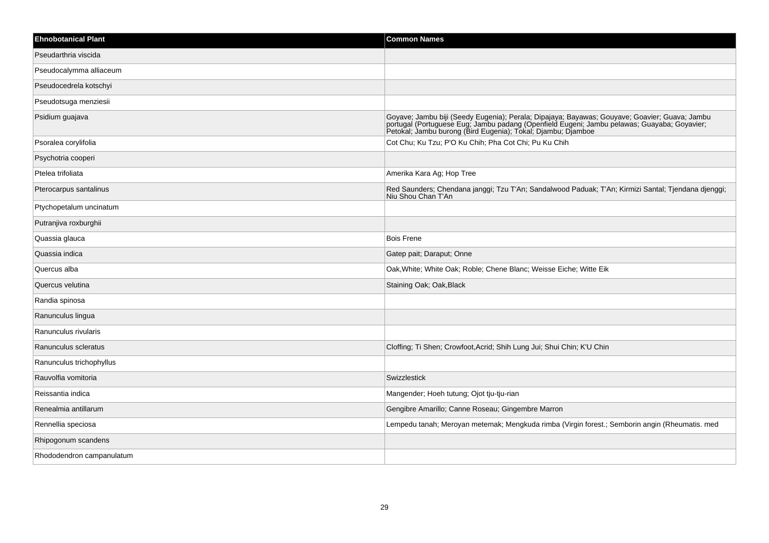| Ehnobotanical Plant | Common Names |
|---|---|
| Pseudarthria viscida | |
| Pseudocalymma alliaceum | |
| Pseudocedrela kotschyi | |
| Pseudotsuga menziesii | |
| Psidium guajava | Goyave; Jambu biji (Seedy Eugenia); Perala; Dipajaya; Bayawas; Gouyave; Goavier; Guava; Jambu portugal (Portuguese Eug; Jambu padang (Openfield Eugeni; Jambu pelawas; Guayaba; Goyavier; Petokal; Jambu burong (Bird Eugenia); Tokal; Djambu; Djamboe |
| Psoralea corylifolia | Cot Chu; Ku Tzu; P'O Ku Chih; Pha Cot Chi; Pu Ku Chih |
| Psychotria cooperi | |
| Ptelea trifoliata | Amerika Kara Ag; Hop Tree |
| Pterocarpus santalinus | Red Saunders; Chendana janggi; Tzu T'An; Sandalwood Paduak; T'An; Kirmizi Santal; Tjendana djenggi; Niu Shou Chan T'An |
| Ptychopetalum uncinatum | |
| Putranjiva roxburghii | |
| Quassia glauca | Bois Frene |
| Quassia indica | Gatep pait; Daraput; Onne |
| Quercus alba | Oak,White; White Oak; Roble; Chene Blanc; Weisse Eiche; Witte Eik |
| Quercus velutina | Staining Oak; Oak,Black |
| Randia spinosa | |
| Ranunculus lingua | |
| Ranunculus rivularis | |
| Ranunculus scleratus | Cloffing; Ti Shen; Crowfoot,Acrid; Shih Lung Jui; Shui Chin; K'U Chin |
| Ranunculus trichophyllus | |
| Rauvolfia vomitoria | Swizzlestick |
| Reissantia indica | Mangender; Hoeh tutung; Ojot tju-tju-rian |
| Renealmia antillarum | Gengibre Amarillo; Canne Roseau; Gingembre Marron |
| Rennellia speciosa | Lempedu tanah; Meroyan metemak; Mengkuda rimba (Virgin forest.; Semborin angin (Rheumatis. med |
| Rhipogonum scandens | |
| Rhododendron campanulatum | |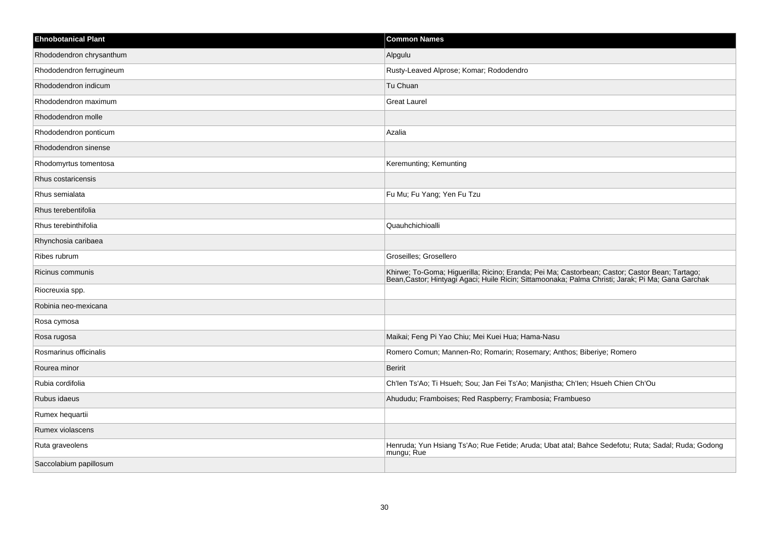| Ehnobotanical Plant | Common Names |
| --- | --- |
| Rhododendron chrysanthum | Alpgulu |
| Rhododendron ferrugineum | Rusty-Leaved Alprose; Komar; Rododendro |
| Rhododendron indicum | Tu Chuan |
| Rhododendron maximum | Great Laurel |
| Rhododendron molle | |
| Rhododendron ponticum | Azalia |
| Rhododendron sinense | |
| Rhodomyrtus tomentosa | Keremunting; Kemunting |
| Rhus costaricensis | |
| Rhus semialata | Fu Mu; Fu Yang; Yen Fu Tzu |
| Rhus terebentifolia | |
| Rhus terebinthifolia | Quauhchichioalli |
| Rhynchosia caribaea | |
| Ribes rubrum | Groseilles; Grosellero |
| Ricinus communis | Khirwe; To-Goma; Higuerilla; Ricino; Eranda; Pei Ma; Castorbean; Castor; Castor Bean; Tartago; Bean,Castor; Hintyagi Agaci; Huile Ricin; Sittamoonaka; Palma Christi; Jarak; Pi Ma; Gana Garchak |
| Riocreuxia spp. | |
| Robinia neo-mexicana | |
| Rosa cymosa | |
| Rosa rugosa | Maikai; Feng Pi Yao Chiu; Mei Kuei Hua; Hama-Nasu |
| Rosmarinus officinalis | Romero Comun; Mannen-Ro; Romarin; Rosemary; Anthos; Biberiye; Romero |
| Rourea minor | Beririt |
| Rubia cordifolia | Ch'Ien Ts'Ao; Ti Hsueh; Sou; Jan Fei Ts'Ao; Manjistha; Ch'Ien; Hsueh Chien Ch'Ou |
| Rubus idaeus | Ahududu; Framboises; Red Raspberry; Frambosia; Frambueso |
| Rumex hequartii | |
| Rumex violascens | |
| Ruta graveolens | Henruda; Yun Hsiang Ts'Ao; Rue Fetide; Aruda; Ubat atal; Bahce Sedefotu; Ruta; Sadal; Ruda; Godong mungu; Rue |
| Saccolabium papillosum | |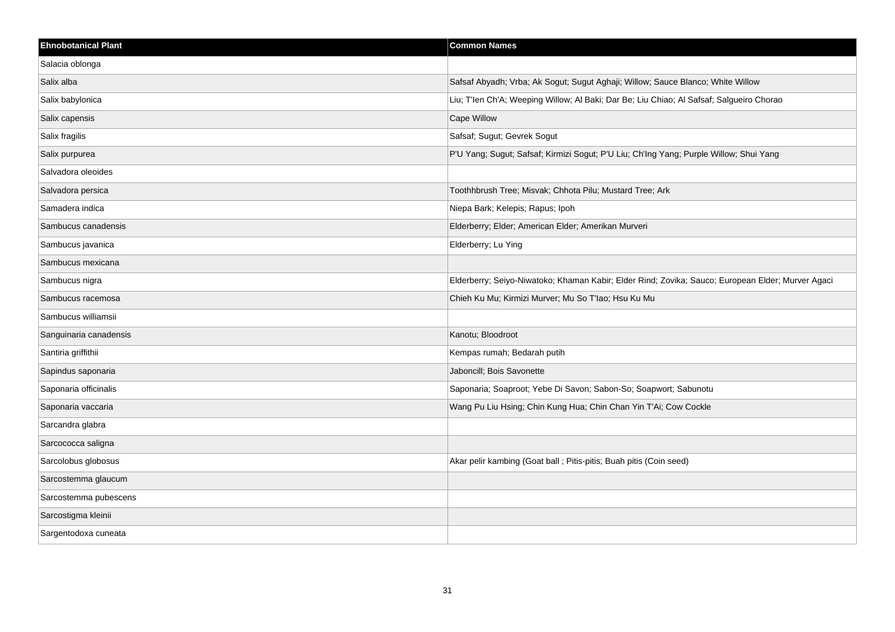| Ehnobotanical Plant | Common Names |
| --- | --- |
| Salacia oblonga | |
| Salix alba | Safsaf Abyadh; Vrba; Ak Sogut; Sugut Aghaji; Willow; Sauce Blanco; White Willow |
| Salix babylonica | Liu; T'Ien Ch'A; Weeping Willow; Al Baki; Dar Be; Liu Chiao; Al Safsaf; Salgueiro Chorao |
| Salix capensis | Cape Willow |
| Salix fragilis | Safsaf; Sugut; Gevrek Sogut |
| Salix purpurea | P'U Yang; Sugut; Safsaf; Kirmizi Sogut; P'U Liu; Ch'Ing Yang; Purple Willow; Shui Yang |
| Salvadora oleoides | |
| Salvadora persica | Toothhbrush Tree; Misvak; Chhota Pilu; Mustard Tree; Ark |
| Samadera indica | Niepa Bark; Kelepis; Rapus; Ipoh |
| Sambucus canadensis | Elderberry; Elder; American Elder; Amerikan Murveri |
| Sambucus javanica | Elderberry; Lu Ying |
| Sambucus mexicana | |
| Sambucus nigra | Elderberry; Seiyo-Niwatoko; Khaman Kabir; Elder Rind; Zovika; Sauco; European Elder; Murver Agaci |
| Sambucus racemosa | Chieh Ku Mu; Kirmizi Murver; Mu So T'Iao; Hsu Ku Mu |
| Sambucus williamsii | |
| Sanguinaria canadensis | Kanotu; Bloodroot |
| Santiria griffithii | Kempas rumah; Bedarah putih |
| Sapindus saponaria | Jaboncill; Bois Savonette |
| Saponaria officinalis | Saponaria; Soaproot; Yebe Di Savon; Sabon-So; Soapwort; Sabunotu |
| Saponaria vaccaria | Wang Pu Liu Hsing; Chin Kung Hua; Chin Chan Yin T'Ai; Cow Cockle |
| Sarcandra glabra | |
| Sarcococca saligna | |
| Sarcolobus globosus | Akar pelir kambing (Goat ball ; Pitis-pitis; Buah pitis (Coin seed) |
| Sarcostemma glaucum | |
| Sarcostemma pubescens | |
| Sarcostigma kleinii | |
| Sargentodoxa cuneata | |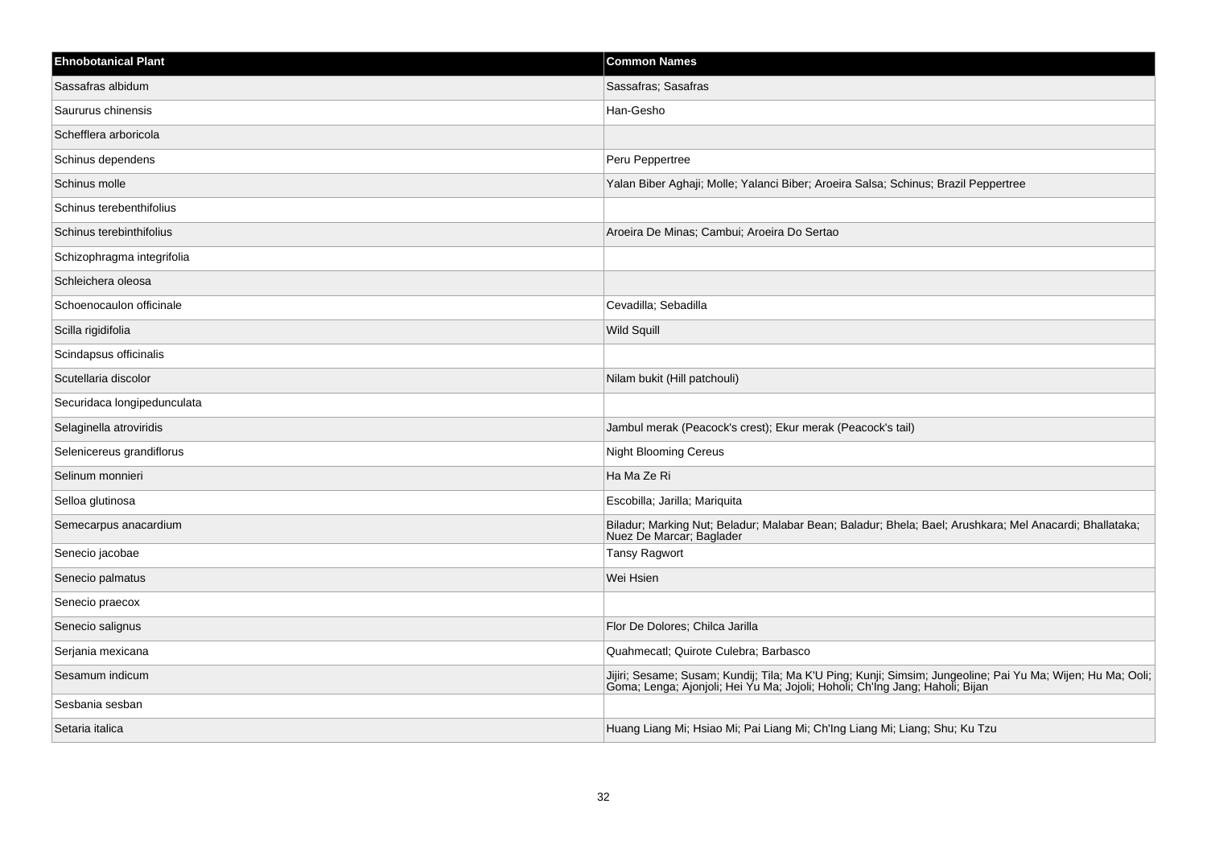| Ehnobotanical Plant | Common Names |
| --- | --- |
| Sassafras albidum | Sassafras; Sasafras |
| Saururus chinensis | Han-Gesho |
| Schefflera arboricola | |
| Schinus dependens | Peru Peppertree |
| Schinus molle | Yalan Biber Aghaji; Molle; Yalanci Biber; Aroeira Salsa; Schinus; Brazil Peppertree |
| Schinus terebenthifolius | |
| Schinus terebinthifolius | Aroeira De Minas; Cambui; Aroeira Do Sertao |
| Schizophragma integrifolia | |
| Schleichera oleosa | |
| Schoenocaulon officinale | Cevadilla; Sebadilla |
| Scilla rigidifolia | Wild Squill |
| Scindapsus officinalis | |
| Scutellaria discolor | Nilam bukit (Hill patchouli) |
| Securidaca longipedunculata | |
| Selaginella atroviridis | Jambul merak (Peacock's crest); Ekur merak (Peacock's tail) |
| Selenicereus grandiflorus | Night Blooming Cereus |
| Selinum monnieri | Ha Ma Ze Ri |
| Selloa glutinosa | Escobilla; Jarilla; Mariquita |
| Semecarpus anacardium | Biladur; Marking Nut; Beladur; Malabar Bean; Baladur; Bhela; Bael; Arushkara; Mel Anacardi; Bhallataka; Nuez De Marcar; Baglader |
| Senecio jacobae | Tansy Ragwort |
| Senecio palmatus | Wei Hsien |
| Senecio praecox | |
| Senecio salignus | Flor De Dolores; Chilca Jarilla |
| Serjania mexicana | Quahmecatl; Quirote Culebra; Barbasco |
| Sesamum indicum | Jijiri; Sesame; Susam; Kundij; Tila; Ma K'U Ping; Kunji; Simsim; Jungeoline; Pai Yu Ma; Wijen; Hu Ma; Ooli; Goma; Lenga; Ajonjoli; Hei Yu Ma; Jojoli; Hoholi; Ch'Ing Jang; Haholi; Bijan |
| Sesbania sesban | |
| Setaria italica | Huang Liang Mi; Hsiao Mi; Pai Liang Mi; Ch'Ing Liang Mi; Liang; Shu; Ku Tzu |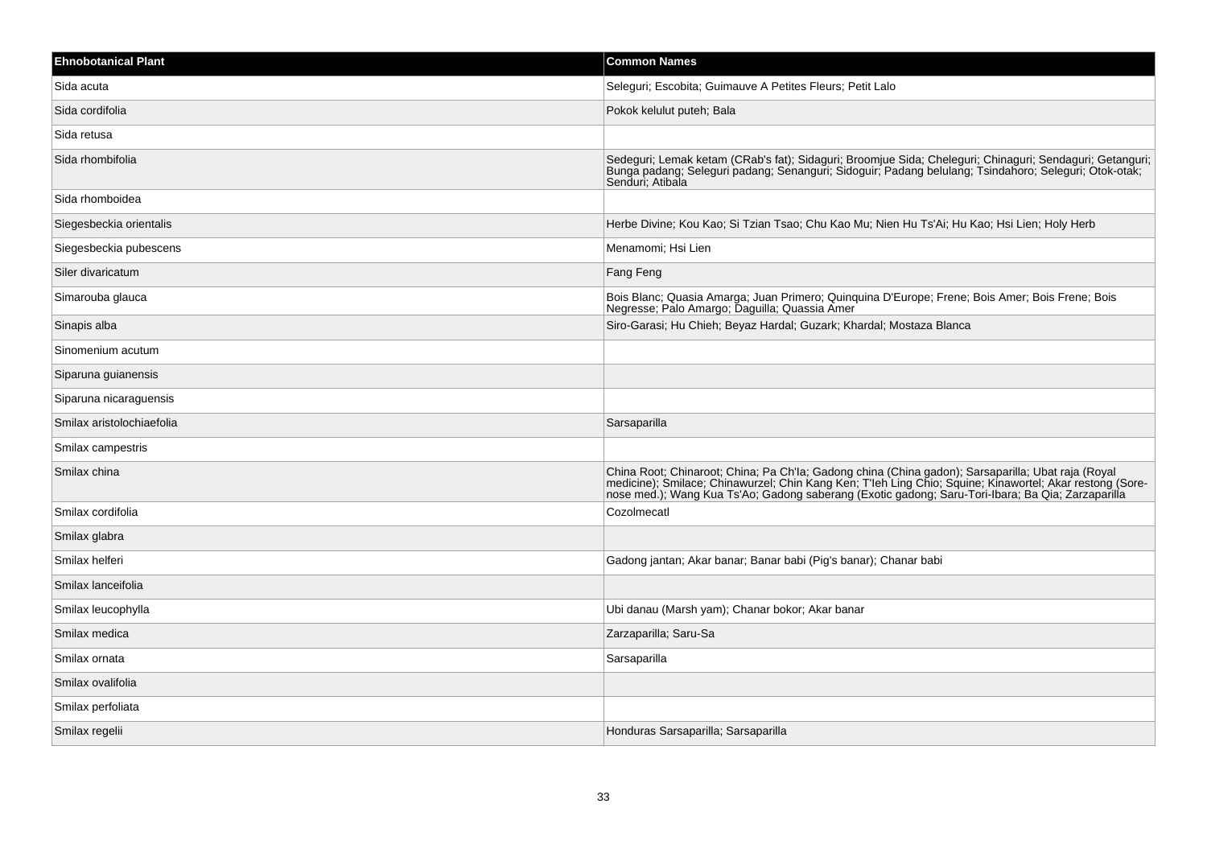| Ehnobotanical Plant | Common Names |
| --- | --- |
| Sida acuta | Seleguri; Escobita; Guimauve A Petites Fleurs; Petit Lalo |
| Sida cordifolia | Pokok kelulut puteh; Bala |
| Sida retusa | |
| Sida rhombifolia | Sedeguri; Lemak ketam (CRab's fat); Sidaguri; Broomjue Sida; Cheleguri; Chinaguri; Sendaguri; Getanguri; Bunga padang; Seleguri padang; Senanguri; Sidoguir; Padang belulang; Tsindahoro; Seleguri; Otok-otak; Senduri; Atibala |
| Sida rhomboidea | |
| Siegesbeckia orientalis | Herbe Divine; Kou Kao; Si Tzian Tsao; Chu Kao Mu; Nien Hu Ts'Ai; Hu Kao; Hsi Lien; Holy Herb |
| Siegesbeckia pubescens | Menamomi; Hsi Lien |
| Siler divaricatum | Fang Feng |
| Simarouba glauca | Bois Blanc; Quasia Amarga; Juan Primero; Quinquina D'Europe; Frene; Bois Amer; Bois Frene; Bois Negresse; Palo Amargo; Daguilla; Quassia Amer |
| Sinapis alba | Siro-Garasi; Hu Chieh; Beyaz Hardal; Guzark; Khardal; Mostaza Blanca |
| Sinomenium acutum | |
| Siparuna guianensis | |
| Siparuna nicaraguensis | |
| Smilax aristolochiaefolia | Sarsaparilla |
| Smilax campestris | |
| Smilax china | China Root; Chinaroot; China; Pa Ch'Ia; Gadong china (China gadon); Sarsaparilla; Ubat raja (Royal medicine); Smilace; Chinawurzel; Chin Kang Ken; T'Ieh Ling Chio; Squine; Kinawortel; Akar restong (Sore-nose med.); Wang Kua Ts'Ao; Gadong saberang (Exotic gadong; Saru-Tori-Ibara; Ba Qia; Zarzaparilla |
| Smilax cordifolia | Cozolmecatl |
| Smilax glabra | |
| Smilax helferi | Gadong jantan; Akar banar; Banar babi (Pig's banar); Chanar babi |
| Smilax lanceifolia | |
| Smilax leucophylla | Ubi danau (Marsh yam); Chanar bokor; Akar banar |
| Smilax medica | Zarzaparilla; Saru-Sa |
| Smilax ornata | Sarsaparilla |
| Smilax ovalifolia | |
| Smilax perfoliata | |
| Smilax regelii | Honduras Sarsaparilla; Sarsaparilla |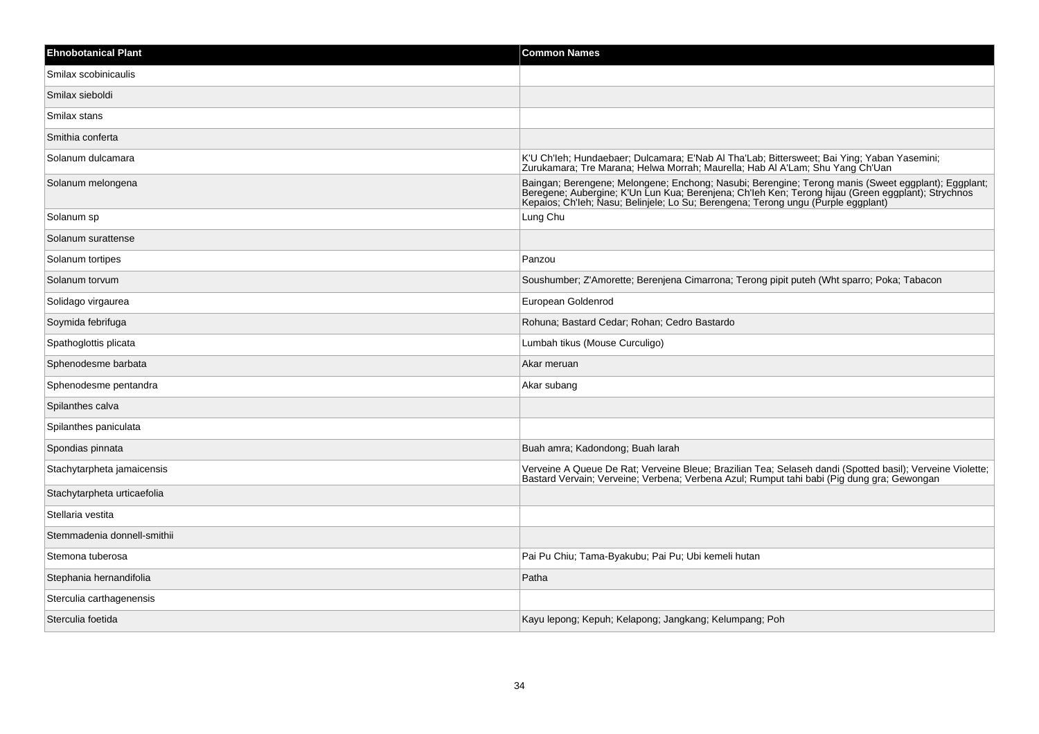| Ehnobotanical Plant | Common Names |
|---|---|
| Smilax scobinicaulis | |
| Smilax sieboldi | |
| Smilax stans | |
| Smithia conferta | |
| Solanum dulcamara | K'U Ch'Ieh; Hundaebaer; Dulcamara; E'Nab Al Tha'Lab; Bittersweet; Bai Ying; Yaban Yasemini; Zurukamara; Tre Marana; Helwa Morrah; Maurella; Hab Al A'Lam; Shu Yang Ch'Uan |
| Solanum melongena | Baingan; Berengene; Melongene; Enchong; Nasubi; Berengine; Terong manis (Sweet eggplant); Eggplant; Beregene; Aubergine; K'Un Lun Kua; Berenjena; Ch'Ieh Ken; Terong hijau (Green eggplant); Strychnos Kepaios; Ch'Ieh; Nasu; Belinjele; Lo Su; Berengena; Terong ungu (Purple eggplant) |
| Solanum sp | Lung Chu |
| Solanum surattense | |
| Solanum tortipes | Panzou |
| Solanum torvum | Soushumber; Z'Amorette; Berenjena Cimarrona; Terong pipit puteh (Wht sparro; Poka; Tabacon |
| Solidago virgaurea | European Goldenrod |
| Soymida febrifuga | Rohuna; Bastard Cedar; Rohan; Cedro Bastardo |
| Spathoglottis plicata | Lumbah tikus (Mouse Curculigo) |
| Sphenodesme barbata | Akar meruan |
| Sphenodesme pentandra | Akar subang |
| Spilanthes calva | |
| Spilanthes paniculata | |
| Spondias pinnata | Buah amra; Kadondong; Buah larah |
| Stachytarpheta jamaicensis | Verveine A Queue De Rat; Verveine Bleue; Brazilian Tea; Selaseh dandi (Spotted basil); Verveine Violette; Bastard Vervain; Verveine; Verbena; Verbena Azul; Rumput tahi babi (Pig dung gra; Gewongan |
| Stachytarpheta urticaefolia | |
| Stellaria vestita | |
| Stemmadenia donnell-smithii | |
| Stemona tuberosa | Pai Pu Chiu; Tama-Byakubu; Pai Pu; Ubi kemeli hutan |
| Stephania hernandifolia | Patha |
| Sterculia carthagenensis | |
| Sterculia foetida | Kayu lepong; Kepuh; Kelapong; Jangkang; Kelumpang; Poh |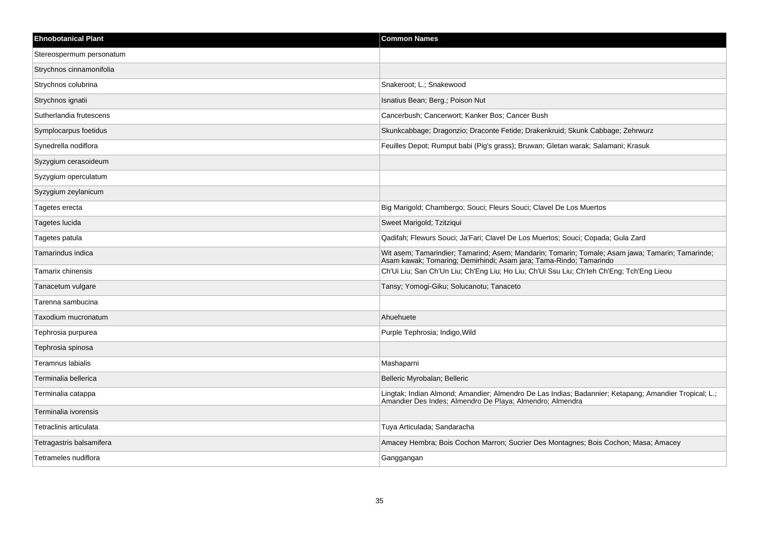| Ehnobotanical Plant | Common Names |
| --- | --- |
| Stereospermum personatum | |
| Strychnos cinnamonifolia | |
| Strychnos colubrina | Snakeroot; L.; Snakewood |
| Strychnos ignatii | Isnatius Bean; Berg.; Poison Nut |
| Sutherlandia frutescens | Cancerbush; Cancerwort; Kanker Bos; Cancer Bush |
| Symplocarpus foetidus | Skunkcabbage; Dragonzio; Draconte Fetide; Drakenkruid; Skunk Cabbage; Zehrwurz |
| Synedrella nodiflora | Feuilles Depot; Rumput babi (Pig's grass); Bruwan; Gletan warak; Salamani; Krasuk |
| Syzygium cerasoideum | |
| Syzygium operculatum | |
| Syzygium zeylanicum | |
| Tagetes erecta | Big Marigold; Chambergo; Souci; Fleurs Souci; Clavel De Los Muertos |
| Tagetes lucida | Sweet Marigold; Tzitziqui |
| Tagetes patula | Qadifah; Flewurs Souci; Ja'Fari; Clavel De Los Muertos; Souci; Copada; Gula Zard |
| Tamarindus indica | Wit asem; Tamarindier; Tamarind; Asem; Mandarin; Tomarin; Tomale; Asam jawa; Tamarin; Tamarinde; Asam kawak; Tomaring; Demirhindi; Asam jara; Tama-Rindo; Tamarindo |
| Tamarix chinensis | Ch'Ui Liu; San Ch'Un Liu; Ch'Eng Liu; Ho Liu; Ch'Ui Ssu Liu; Ch'Ieh Ch'Eng; Tch'Eng Lieou |
| Tanacetum vulgare | Tansy; Yomogi-Giku; Solucanotu; Tanaceto |
| Tarenna sambucina | |
| Taxodium mucronatum | Ahuehuete |
| Tephrosia purpurea | Purple Tephrosia; Indigo,Wild |
| Tephrosia spinosa | |
| Teramnus labialis | Mashaparni |
| Terminalia bellerica | Belleric Myrobalan; Belleric |
| Terminalia catappa | Lingtak; Indian Almond; Amandier; Almendro De Las Indias; Badannier; Ketapang; Amandier Tropical; L.; Amandier Des Indes; Almendro De Playa; Almendro; Almendra |
| Terminalia ivorensis | |
| Tetraclinis articulata | Tuya Articulada; Sandaracha |
| Tetragastris balsamifera | Amacey Hembra; Bois Cochon Marron; Sucrier Des Montagnes; Bois Cochon; Masa; Amacey |
| Tetrameles nudiflora | Ganggangan |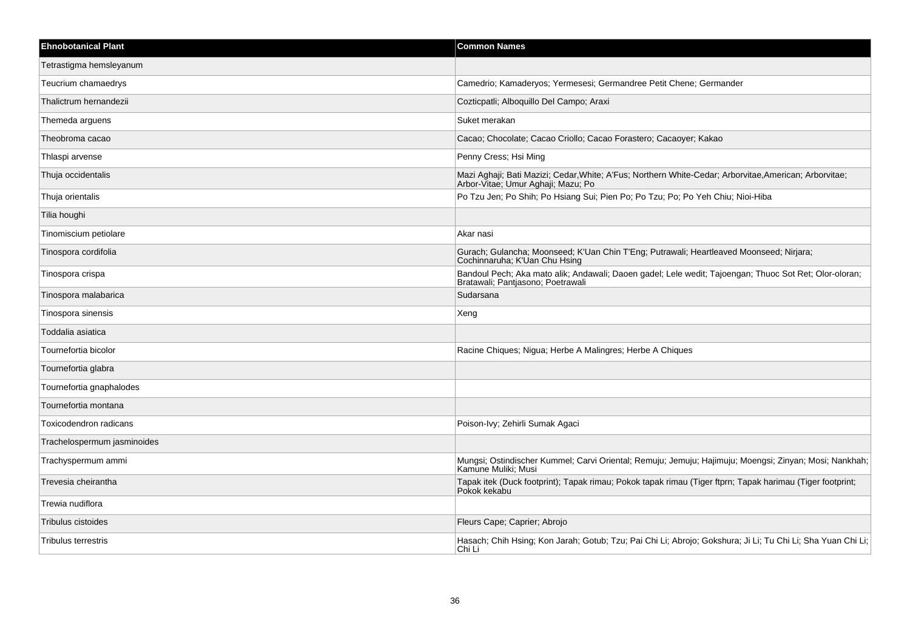| Ehnobotanical Plant | Common Names |
| --- | --- |
| Tetrastigma hemsleyanum | |
| Teucrium chamaedrys | Camedrio; Kamaderyos; Yermesesi; Germandree Petit Chene; Germander |
| Thalictrum hernandezii | Cozticpatli; Alboquillo Del Campo; Araxi |
| Themeda arguens | Suket merakan |
| Theobroma cacao | Cacao; Chocolate; Cacao Criollo; Cacao Forastero; Cacaoyer; Kakao |
| Thlaspi arvense | Penny Cress; Hsi Ming |
| Thuja occidentalis | Mazi Aghaji; Bati Mazizi; Cedar,White; A'Fus; Northern White-Cedar; Arborvitae,American; Arborvitae; Arbor-Vitae; Umur Aghaji; Mazu; Po |
| Thuja orientalis | Po Tzu Jen; Po Shih; Po Hsiang Sui; Pien Po; Po Tzu; Po; Po Yeh Chiu; Nioi-Hiba |
| Tilia houghi | |
| Tinomiscium petiolare | Akar nasi |
| Tinospora cordifolia | Gurach; Gulancha; Moonseed; K'Uan Chin T'Eng; Putrawali; Heartleaved Moonseed; Nirjara; Cochinnaruha; K'Uan Chu Hsing |
| Tinospora crispa | Bandoul Pech; Aka mato alik; Andawali; Daoen gadel; Lele wedit; Tajoengan; Thuoc Sot Ret; Olor-oloran; Bratawali; Pantjasono; Poetrawali |
| Tinospora malabarica | Sudarsana |
| Tinospora sinensis | Xeng |
| Toddalia asiatica | |
| Tournefortia bicolor | Racine Chiques; Nigua; Herbe A Malingres; Herbe A Chiques |
| Tournefortia glabra | |
| Tournefortia gnaphalodes | |
| Tournefortia montana | |
| Toxicodendron radicans | Poison-Ivy; Zehirli Sumak Agaci |
| Trachelospermum jasminoides | |
| Trachyspermum ammi | Mungsi; Ostindischer Kummel; Carvi Oriental; Remuju; Jemuju; Hajimuju; Moengsi; Zinyan; Mosi; Nankhah; Kamune Muliki; Musi |
| Trevesia cheirantha | Tapak itek (Duck footprint); Tapak rimau; Pokok tapak rimau (Tiger ftprn; Tapak harimau (Tiger footprint; Pokok kekabu |
| Trewia nudiflora | |
| Tribulus cistoides | Fleurs Cape; Caprier; Abrojo |
| Tribulus terrestris | Hasach; Chih Hsing; Kon Jarah; Gotub; Tzu; Pai Chi Li; Abrojo; Gokshura; Ji Li; Tu Chi Li; Sha Yuan Chi Li; Chi Li |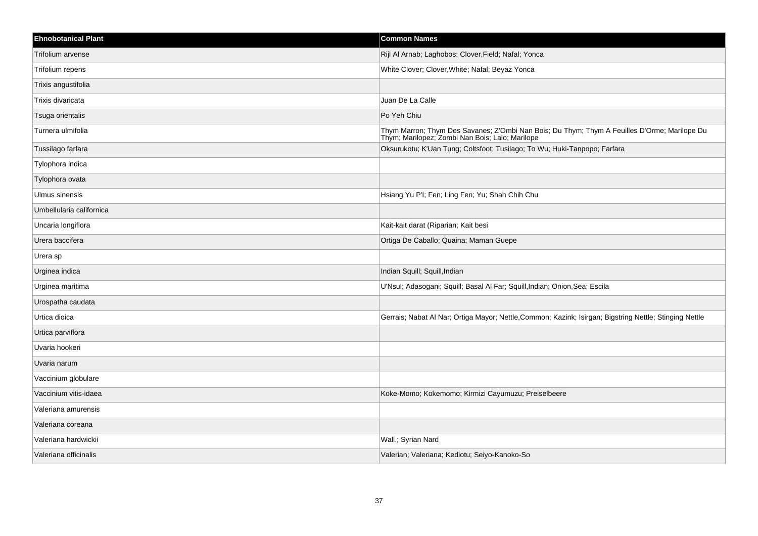| Ehnobotanical Plant | Common Names |
| --- | --- |
| Trifolium arvense | Rijl Al Arnab; Laghobos; Clover,Field; Nafal; Yonca |
| Trifolium repens | White Clover; Clover,White; Nafal; Beyaz Yonca |
| Trixis angustifolia | |
| Trixis divaricata | Juan De La Calle |
| Tsuga orientalis | Po Yeh Chiu |
| Turnera ulmifolia | Thym Marron; Thym Des Savanes; Z'Ombi Nan Bois; Du Thym; Thym A Feuilles D'Orme; Marilope Du Thym; Marilopez; Zombi Nan Bois; Lalo; Marilope |
| Tussilago farfara | Oksurukotu; K'Uan Tung; Coltsfoot; Tusilago; To Wu; Huki-Tanpopo; Farfara |
| Tylophora indica | |
| Tylophora ovata | |
| Ulmus sinensis | Hsiang Yu P'I; Fen; Ling Fen; Yu; Shah Chih Chu |
| Umbellularia californica | |
| Uncaria longiflora | Kait-kait darat (Riparian; Kait besi |
| Urera baccifera | Ortiga De Caballo; Quaina; Maman Guepe |
| Urera sp | |
| Urginea indica | Indian Squill; Squill,Indian |
| Urginea maritima | U'Nsul; Adasogani; Squill; Basal Al Far; Squill,Indian; Onion,Sea; Escila |
| Urospatha caudata | |
| Urtica dioica | Gerrais; Nabat Al Nar; Ortiga Mayor; Nettle,Common; Kazink; Isirgan; Bigstring Nettle; Stinging Nettle |
| Urtica parviflora | |
| Uvaria hookeri | |
| Uvaria narum | |
| Vaccinium globulare | |
| Vaccinium vitis-idaea | Koke-Momo; Kokemomo; Kirmizi Cayumuzu; Preiselbeere |
| Valeriana amurensis | |
| Valeriana coreana | |
| Valeriana hardwickii | Wall.; Syrian Nard |
| Valeriana officinalis | Valerian; Valeriana; Kediotu; Seiyo-Kanoko-So |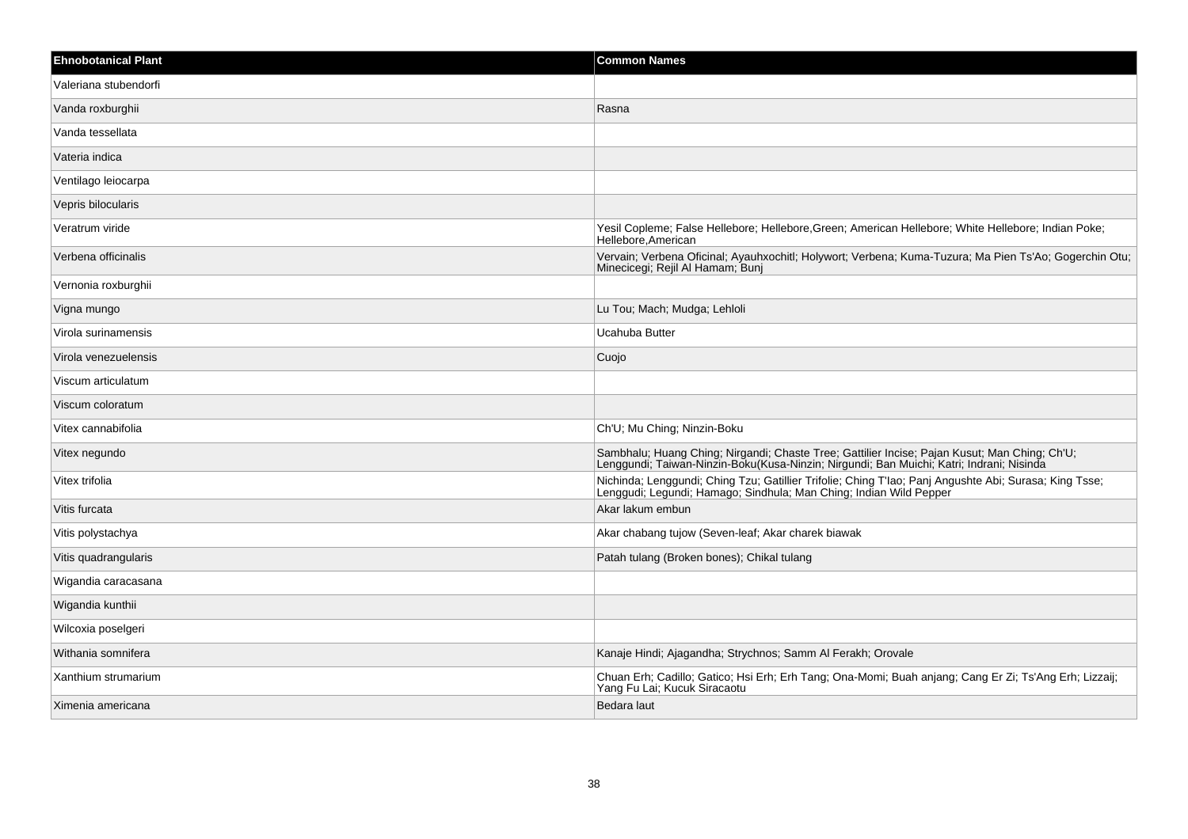| Ehnobotanical Plant | Common Names |
| --- | --- |
| Valeriana stubendorfi | |
| Vanda roxburghii | Rasna |
| Vanda tessellata | |
| Vateria indica | |
| Ventilago leiocarpa | |
| Vepris bilocularis | |
| Veratrum viride | Yesil Copleme; False Hellebore; Hellebore,Green; American Hellebore; White Hellebore; Indian Poke; Hellebore,American |
| Verbena officinalis | Vervain; Verbena Oficinal; Ayauhxochitl; Holywort; Verbena; Kuma-Tuzura; Ma Pien Ts'Ao; Gogerchin Otu; Minecicegi; Rejil Al Hamam; Bunj |
| Vernonia roxburghii | |
| Vigna mungo | Lu Tou; Mach; Mudga; Lehloli |
| Virola surinamensis | Ucahuba Butter |
| Virola venezuelensis | Cuojo |
| Viscum articulatum | |
| Viscum coloratum | |
| Vitex cannabifolia | Ch'U; Mu Ching; Ninzin-Boku |
| Vitex negundo | Sambhalu; Huang Ching; Nirgandi; Chaste Tree; Gattilier Incise; Pajan Kusut; Man Ching; Ch'U; Lenggundi; Taiwan-Ninzin-Boku(Kusa-Ninzin; Nirgundi; Ban Muichi; Katri; Indrani; Nisinda |
| Vitex trifolia | Nichinda; Lenggundi; Ching Tzu; Gatillier Trifolie; Ching T'Iao; Panj Angushte Abi; Surasa; King Tsse; Lenggudi; Legundi; Hamago; Sindhula; Man Ching; Indian Wild Pepper |
| Vitis furcata | Akar lakum embun |
| Vitis polystachya | Akar chabang tujow (Seven-leaf; Akar charek biawak |
| Vitis quadrangularis | Patah tulang (Broken bones); Chikal tulang |
| Wigandia caracasana | |
| Wigandia kunthii | |
| Wilcoxia poselgeri | |
| Withania somnifera | Kanaje Hindi; Ajagandha; Strychnos; Samm Al Ferakh; Orovale |
| Xanthium strumarium | Chuan Erh; Cadillo; Gatico; Hsi Erh; Erh Tang; Ona-Momi; Buah anjang; Cang Er Zi; Ts'Ang Erh; Lizzaij; Yang Fu Lai; Kucuk Siracaotu |
| Ximenia americana | Bedara laut |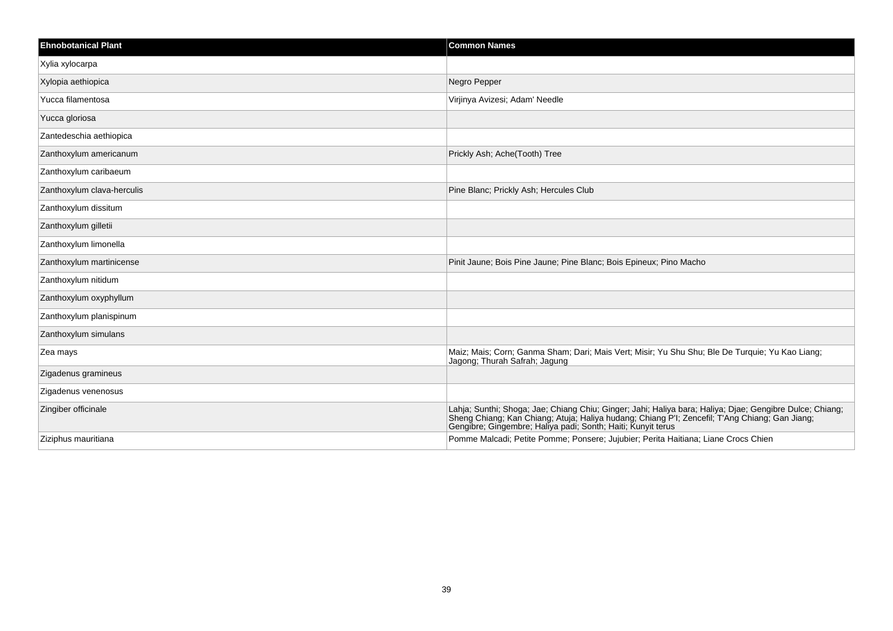| Ehnobotanical Plant | Common Names |
| --- | --- |
| Xylia xylocarpa | |
| Xylopia aethiopica | Negro Pepper |
| Yucca filamentosa | Virjinya Avizesi; Adam' Needle |
| Yucca gloriosa | |
| Zantedeschia aethiopica | |
| Zanthoxylum americanum | Prickly Ash; Ache(Tooth) Tree |
| Zanthoxylum caribaeum | |
| Zanthoxylum clava-herculis | Pine Blanc; Prickly Ash; Hercules Club |
| Zanthoxylum dissitum | |
| Zanthoxylum gilletii | |
| Zanthoxylum limonella | |
| Zanthoxylum martinicense | Pinit Jaune; Bois Pine Jaune; Pine Blanc; Bois Epineux; Pino Macho |
| Zanthoxylum nitidum | |
| Zanthoxylum oxyphyllum | |
| Zanthoxylum planispinum | |
| Zanthoxylum simulans | |
| Zea mays | Maiz; Mais; Corn; Ganma Sham; Dari; Mais Vert; Misir; Yu Shu Shu; Ble De Turquie; Yu Kao Liang; Jagong; Thurah Safrah; Jagung |
| Zigadenus gramineus | |
| Zigadenus venenosus | |
| Zingiber officinale | Lahja; Sunthi; Shoga; Jae; Chiang Chiu; Ginger; Jahi; Haliya bara; Haliya; Djae; Gengibre Dulce; Chiang; Sheng Chiang; Kan Chiang; Atuja; Haliya hudang; Chiang P'I; Zencefil; T'Ang Chiang; Gan Jiang; Gengibre; Gingembre; Haliya padi; Sonth; Haiti; Kunyit terus |
| Ziziphus mauritiana | Pomme Malcadi; Petite Pomme; Ponsere; Jujubier; Perita Haitiana; Liane Crocs Chien |